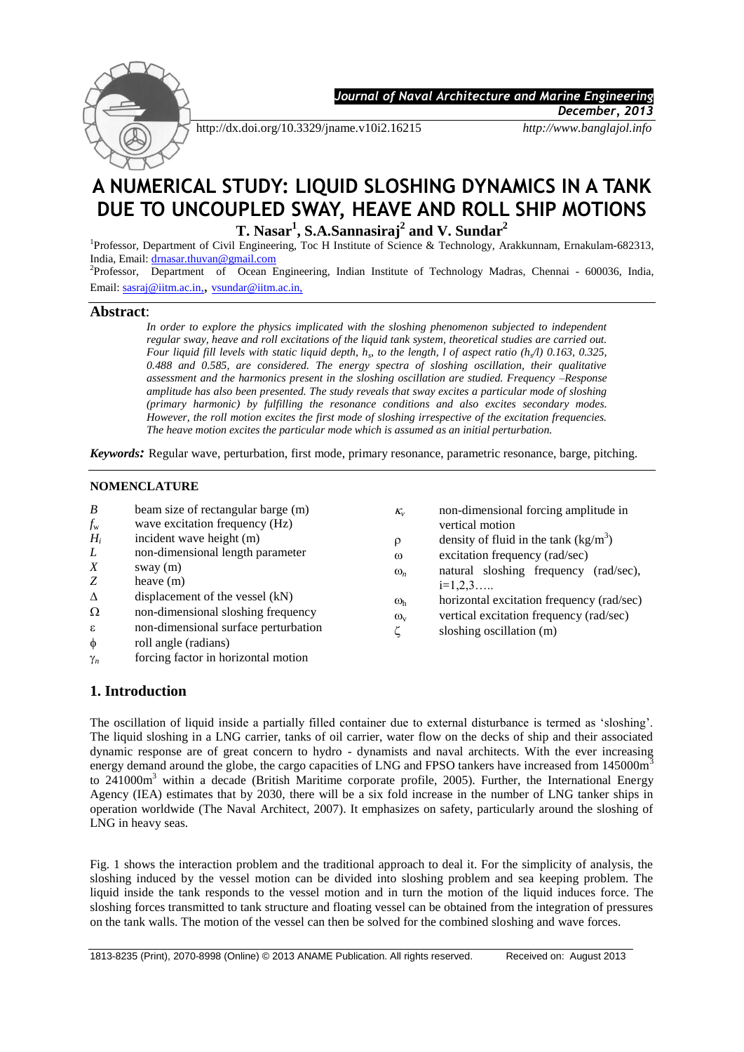*Journal of Naval Architecture and Marine Engineering*

*December, 2013*

http://dx.doi.org/10.3329/jname.v10i2.16215 *http://www.banglajol.info*

# A NUMERICAL STUDY: LIQUID SLOSHING DYNAMICS IN A TANK DUE TO UNCOUPLED SWAY, HEAVE AND ROLL SHIP MOTIONS

**T. Nasar[1], S.A.Sannasiraj[2] and V. Sundar[2]**

[1]Professor, Department of Civil Engineering, Toc H Institute of Science & Technology, Arakkunnam, Ernakulam-682313, India, Email: drnasar.thuvan@gmail.com

[2]Professor, Department of Ocean Engineering, Indian Institute of Technology Madras, Chennai - 600036, India, Email: sasraj@iitm.ac.in, vsundar@iitm.ac.in,

## Abstract:

*In order to explore the physics implicated with the sloshing phenomenon subjected to independent regular sway, heave and roll excitations of the liquid tank system, theoretical studies are carried out. Four liquid fill levels with static liquid depth, $h_s$, to the length, $l$ of aspect ratio ($h_s/l$) 0.163, 0.325, 0.488 and 0.585, are considered. The energy spectra of sloshing oscillation, their qualitative assessment and the harmonics present in the sloshing oscillation are studied. Frequency –Response amplitude has also been presented. The study reveals that sway excites a particular mode of sloshing (primary harmonic) by fulfilling the resonance conditions and also excites secondary modes. However, the roll motion excites the first mode of sloshing irrespective of the excitation frequencies. The heave motion excites the particular mode which is assumed as an initial perturbation.*

***Keywords:*** Regular wave, perturbation, first mode, primary resonance, parametric resonance, barge, pitching.

**NOMENCLATURE**

| | |
|---|---|
| $B$ | beam size of rectangular barge (m) |
| $f_w$ | wave excitation frequency (Hz) |
| $H_i$ | incident wave height (m) |
| $L$ | non-dimensional length parameter |
| $X$ | sway (m) |
| $Z$ | heave (m) |
| $\Delta$ | displacement of the vessel (kN) |
| $\Omega$ | non-dimensional sloshing frequency |
| $\varepsilon$ | non-dimensional surface perturbation |
| $\phi$ | roll angle (radians) |
| $\gamma_n$ | forcing factor in horizontal motion |
| $\kappa_v$ | non-dimensional forcing amplitude in vertical motion |
| $\rho$ | density of fluid in the tank (kg/m$^3$) |
| $\omega$ | excitation frequency (rad/sec) |
| $\omega_n$ | natural sloshing frequency (rad/sec), i=1,2,3….. |
| $\omega_h$ | horizontal excitation frequency (rad/sec) |
| $\omega_v$ | vertical excitation frequency (rad/sec) |
| $\zeta$ | sloshing oscillation (m) |

## 1. Introduction

The oscillation of liquid inside a partially filled container due to external disturbance is termed as 'sloshing'. The liquid sloshing in a LNG carrier, tanks of oil carrier, water flow on the decks of ship and their associated dynamic response are of great concern to hydro - dynamists and naval architects. With the ever increasing energy demand around the globe, the cargo capacities of LNG and FPSO tankers have increased from 145000m$^3$ to 241000m$^3$ within a decade (British Maritime corporate profile, 2005). Further, the International Energy Agency (IEA) estimates that by 2030, there will be a six fold increase in the number of LNG tanker ships in operation worldwide (The Naval Architect, 2007). It emphasizes on safety, particularly around the sloshing of LNG in heavy seas.

Fig. 1 shows the interaction problem and the traditional approach to deal it. For the simplicity of analysis, the sloshing induced by the vessel motion can be divided into sloshing problem and sea keeping problem. The liquid inside the tank responds to the vessel motion and in turn the motion of the liquid induces force. The sloshing forces transmitted to tank structure and floating vessel can be obtained from the integration of pressures on the tank walls. The motion of the vessel can then be solved for the combined sloshing and wave forces.

1813-8235 (Print), 2070-8998 (Online) © 2013 ANAME Publication. All rights reserved. Received on: August 2013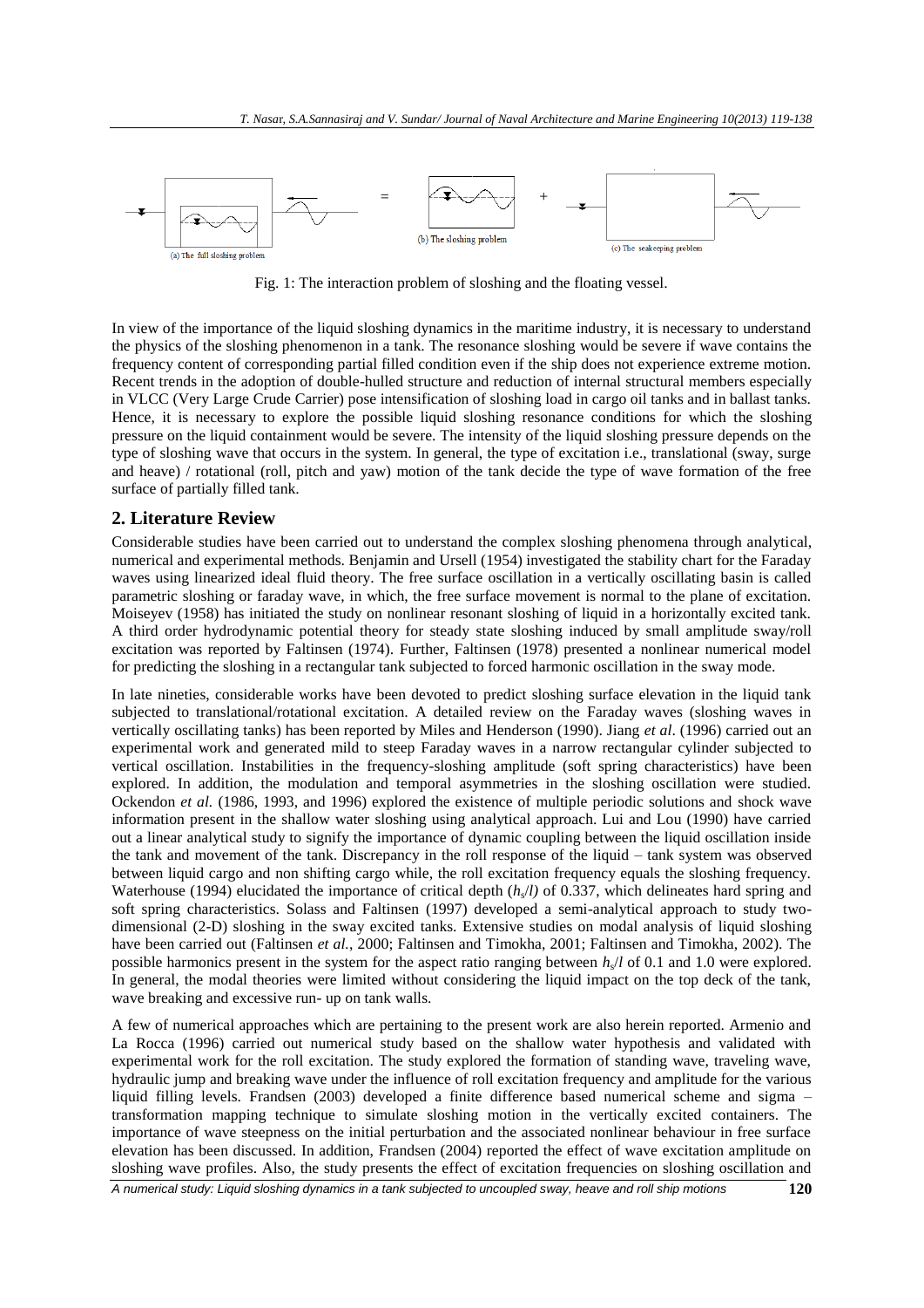(a) The full sloshing problem

(b) The sloshing problem

(c) The seakeeping problem

Fig. 1: The interaction problem of sloshing and the floating vessel.

In view of the importance of the liquid sloshing dynamics in the maritime industry, it is necessary to understand the physics of the sloshing phenomenon in a tank. The resonance sloshing would be severe if wave contains the frequency content of corresponding partial filled condition even if the ship does not experience extreme motion. Recent trends in the adoption of double-hulled structure and reduction of internal structural members especially in VLCC (Very Large Crude Carrier) pose intensification of sloshing load in cargo oil tanks and in ballast tanks. Hence, it is necessary to explore the possible liquid sloshing resonance conditions for which the sloshing pressure on the liquid containment would be severe. The intensity of the liquid sloshing pressure depends on the type of sloshing wave that occurs in the system. In general, the type of excitation i.e., translational (sway, surge and heave) / rotational (roll, pitch and yaw) motion of the tank decide the type of wave formation of the free surface of partially filled tank.

## 2. Literature Review

Considerable studies have been carried out to understand the complex sloshing phenomena through analytical, numerical and experimental methods. Benjamin and Ursell (1954) investigated the stability chart for the Faraday waves using linearized ideal fluid theory. The free surface oscillation in a vertically oscillating basin is called parametric sloshing or faraday wave, in which, the free surface movement is normal to the plane of excitation. Moiseyev (1958) has initiated the study on nonlinear resonant sloshing of liquid in a horizontally excited tank. A third order hydrodynamic potential theory for steady state sloshing induced by small amplitude sway/roll excitation was reported by Faltinsen (1974). Further, Faltinsen (1978) presented a nonlinear numerical model for predicting the sloshing in a rectangular tank subjected to forced harmonic oscillation in the sway mode.

In late nineties, considerable works have been devoted to predict sloshing surface elevation in the liquid tank subjected to translational/rotational excitation. A detailed review on the Faraday waves (sloshing waves in vertically oscillating tanks) has been reported by Miles and Henderson (1990). Jiang *et al*. (1996) carried out an experimental work and generated mild to steep Faraday waves in a narrow rectangular cylinder subjected to vertical oscillation. Instabilities in the frequency-sloshing amplitude (soft spring characteristics) have been explored. In addition, the modulation and temporal asymmetries in the sloshing oscillation were studied. Ockendon *et al.* (1986, 1993, and 1996) explored the existence of multiple periodic solutions and shock wave information present in the shallow water sloshing using analytical approach. Lui and Lou (1990) have carried out a linear analytical study to signify the importance of dynamic coupling between the liquid oscillation inside the tank and movement of the tank. Discrepancy in the roll response of the liquid – tank system was observed between liquid cargo and non shifting cargo while, the roll excitation frequency equals the sloshing frequency. Waterhouse (1994) elucidated the importance of critical depth ($h_s/l$) of 0.337, which delineates hard spring and soft spring characteristics. Solass and Faltinsen (1997) developed a semi-analytical approach to study two-dimensional (2-D) sloshing in the sway excited tanks. Extensive studies on modal analysis of liquid sloshing have been carried out (Faltinsen *et al.*, 2000; Faltinsen and Timokha, 2001; Faltinsen and Timokha, 2002). The possible harmonics present in the system for the aspect ratio ranging between $h_s/l$ of 0.1 and 1.0 were explored. In general, the modal theories were limited without considering the liquid impact on the top deck of the tank, wave breaking and excessive run- up on tank walls.

A few of numerical approaches which are pertaining to the present work are also herein reported. Armenio and La Rocca (1996) carried out numerical study based on the shallow water hypothesis and validated with experimental work for the roll excitation. The study explored the formation of standing wave, traveling wave, hydraulic jump and breaking wave under the influence of roll excitation frequency and amplitude for the various liquid filling levels. Frandsen (2003) developed a finite difference based numerical scheme and sigma – transformation mapping technique to simulate sloshing motion in the vertically excited containers. The importance of wave steepness on the initial perturbation and the associated nonlinear behaviour in free surface elevation has been discussed. In addition, Frandsen (2004) reported the effect of wave excitation amplitude on sloshing wave profiles. Also, the study presents the effect of excitation frequencies on sloshing oscillation and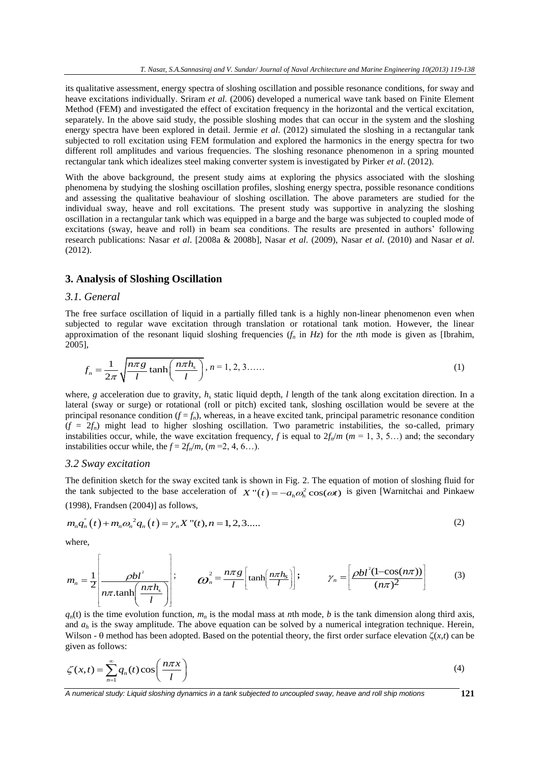its qualitative assessment, energy spectra of sloshing oscillation and possible resonance conditions, for sway and heave excitations individually. Sriram *et al.* (2006) developed a numerical wave tank based on Finite Element Method (FEM) and investigated the effect of excitation frequency in the horizontal and the vertical excitation, separately. In the above said study, the possible sloshing modes that can occur in the system and the sloshing energy spectra have been explored in detail. Jermie *et al*. (2012) simulated the sloshing in a rectangular tank subjected to roll excitation using FEM formulation and explored the harmonics in the energy spectra for two different roll amplitudes and various frequencies. The sloshing resonance phenomenon in a spring mounted rectangular tank which idealizes steel making converter system is investigated by Pirker *et al*. (2012).

With the above background, the present study aims at exploring the physics associated with the sloshing phenomena by studying the sloshing oscillation profiles, sloshing energy spectra, possible resonance conditions and assessing the qualitative beahaviour of sloshing oscillation. The above parameters are studied for the individual sway, heave and roll excitations. The present study was supportive in analyzing the sloshing oscillation in a rectangular tank which was equipped in a barge and the barge was subjected to coupled mode of excitations (sway, heave and roll) in beam sea conditions. The results are presented in authors' following research publications: Nasar *et al*. [2008a & 2008b], Nasar *et al*. (2009), Nasar *et al*. (2010) and Nasar *et al*. (2012).

## 3. Analysis of Sloshing Oscillation

### *3.1. General*

The free surface oscillation of liquid in a partially filled tank is a highly non-linear phenomenon even when subjected to regular wave excitation through translation or rotational tank motion. However, the linear approximation of the resonant liquid sloshing frequencies ($f_n$ in *Hz*) for the *n*th mode is given as [Ibrahim, 2005],

$$f_n = \frac{1}{2\pi}\sqrt{\frac{n\pi g}{l}\tanh\left(\frac{n\pi h_s}{l}\right)},\ n = 1, 2, 3\ldots\ldots \tag{1}$$

where, $g$ acceleration due to gravity, $h_s$ static liquid depth, $l$ length of the tank along excitation direction. In a lateral (sway or surge) or rotational (roll or pitch) excited tank, sloshing oscillation would be severe at the principal resonance condition ($f = f_n$), whereas, in a heave excited tank, principal parametric resonance condition ($f = 2f_n$) might lead to higher sloshing oscillation. Two parametric instabilities, the so-called, primary instabilities occur, while the wave excitation frequency, $f$ is equal to $2f_n/m$ ($m$ = 1, 3, 5…) and; the secondary instabilities occur while, the $f = 2f_n/m$, ($m$ =2, 4, 6…).

### *3.2 Sway excitation*

The definition sketch for the sway excited tank is shown in Fig. 2. The equation of motion of sloshing fluid for the tank subjected to the base acceleration of $X''(t) = -a_h\omega_h^2\cos(\omega t)$ is given [Warnitchai and Pinkaew (1998), Frandsen (2004)] as follows,

$$m_n q_n''(t) + m_n\omega_n^2 q_n(t) = \gamma_n X''(t), n = 1, 2, 3\ldots.. \tag{2}$$

where,

$$m_n = \frac{1}{2}\left[\frac{\rho b l^2}{n\pi.\tanh\left(\frac{n\pi h_s}{l}\right)}\right]; \qquad \omega_n^2 = \frac{n\pi g}{l}\left[\tanh\left(\frac{n\pi h_s}{l}\right)\right]; \qquad \gamma_n = \left[\frac{\rho b l^2(1-\cos(n\pi))}{(n\pi)^2}\right] \tag{3}$$

$q_n(t)$ is the time evolution function, $m_n$ is the modal mass at *n*th mode, $b$ is the tank dimension along third axis, and $a_h$ is the sway amplitude. The above equation can be solved by a numerical integration technique. Herein, Wilson - θ method has been adopted. Based on the potential theory, the first order surface elevation $\zeta(x,t)$ can be given as follows:

$$\zeta(x,t) = \sum_{n=1}^{\infty} q_n(t)\cos\left(\frac{n\pi x}{l}\right) \tag{4}$$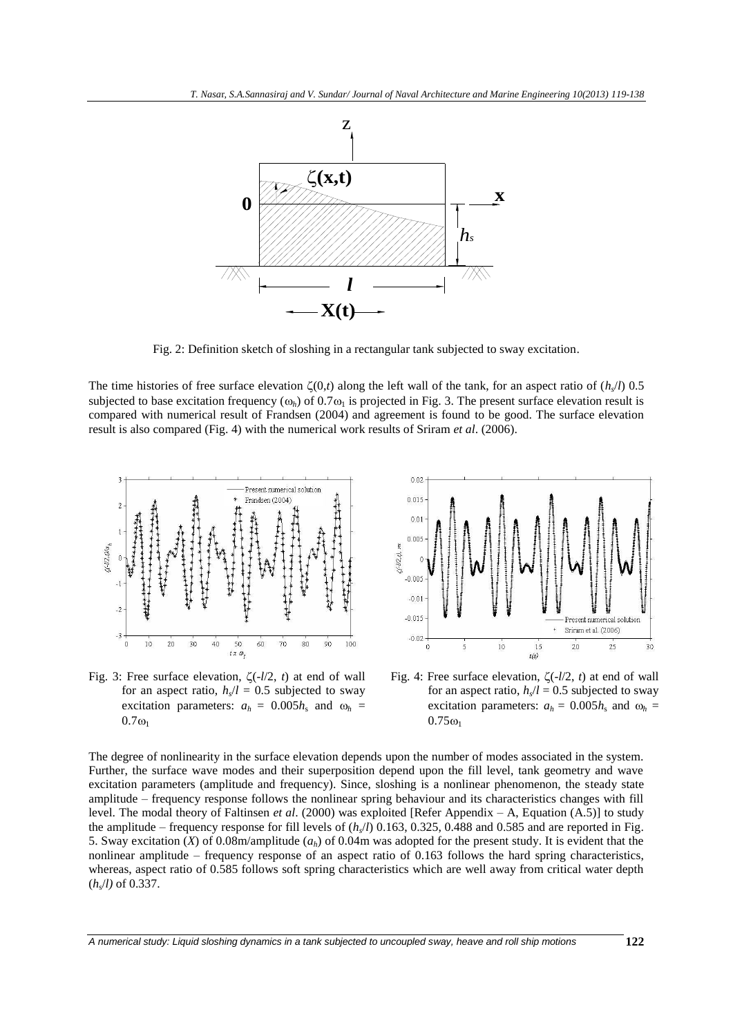Z

ζ(x,t)

0

x

$h_s$

$l$

X(t)

Fig. 2: Definition sketch of sloshing in a rectangular tank subjected to sway excitation.

The time histories of free surface elevation $\zeta(0,t)$ along the left wall of the tank, for an aspect ratio of ($h_s/l$) 0.5 subjected to base excitation frequency ($\omega_h$) of $0.7\omega_1$ is projected in Fig. 3. The present surface elevation result is compared with numerical result of Frandsen (2004) and agreement is found to be good. The surface elevation result is also compared (Fig. 4) with the numerical work results of Sriram *et al*. (2006).

Present numerical solution
Frandsen (2004)

$\zeta(-l/2,t)/a_h$

$t \times \omega_1$

Fig. 3: Free surface elevation, $\zeta(-l/2, t)$ at end of wall for an aspect ratio, $h_s/l = 0.5$ subjected to sway excitation parameters: $a_h = 0.005h_s$ and $\omega_h = 0.7\omega_1$

Present numerical solution
Sriram et al. (2006)

$\zeta(-l/2,t), m$

$t(s)$

Fig. 4: Free surface elevation, $\zeta(-l/2, t)$ at end of wall for an aspect ratio, $h_s/l = 0.5$ subjected to sway excitation parameters: $a_h = 0.005h_s$ and $\omega_h = 0.75\omega_1$

The degree of nonlinearity in the surface elevation depends upon the number of modes associated in the system. Further, the surface wave modes and their superposition depend upon the fill level, tank geometry and wave excitation parameters (amplitude and frequency). Since, sloshing is a nonlinear phenomenon, the steady state amplitude – frequency response follows the nonlinear spring behaviour and its characteristics changes with fill level. The modal theory of Faltinsen *et al*. (2000) was exploited [Refer Appendix – A, Equation (A.5)] to study the amplitude – frequency response for fill levels of ($h_s/l$) 0.163, 0.325, 0.488 and 0.585 and are reported in Fig. 5. Sway excitation ($X$) of 0.08m/amplitude ($a_h$) of 0.04m was adopted for the present study. It is evident that the nonlinear amplitude – frequency response of an aspect ratio of 0.163 follows the hard spring characteristics, whereas, aspect ratio of 0.585 follows soft spring characteristics which are well away from critical water depth ($h_s/l$) of 0.337.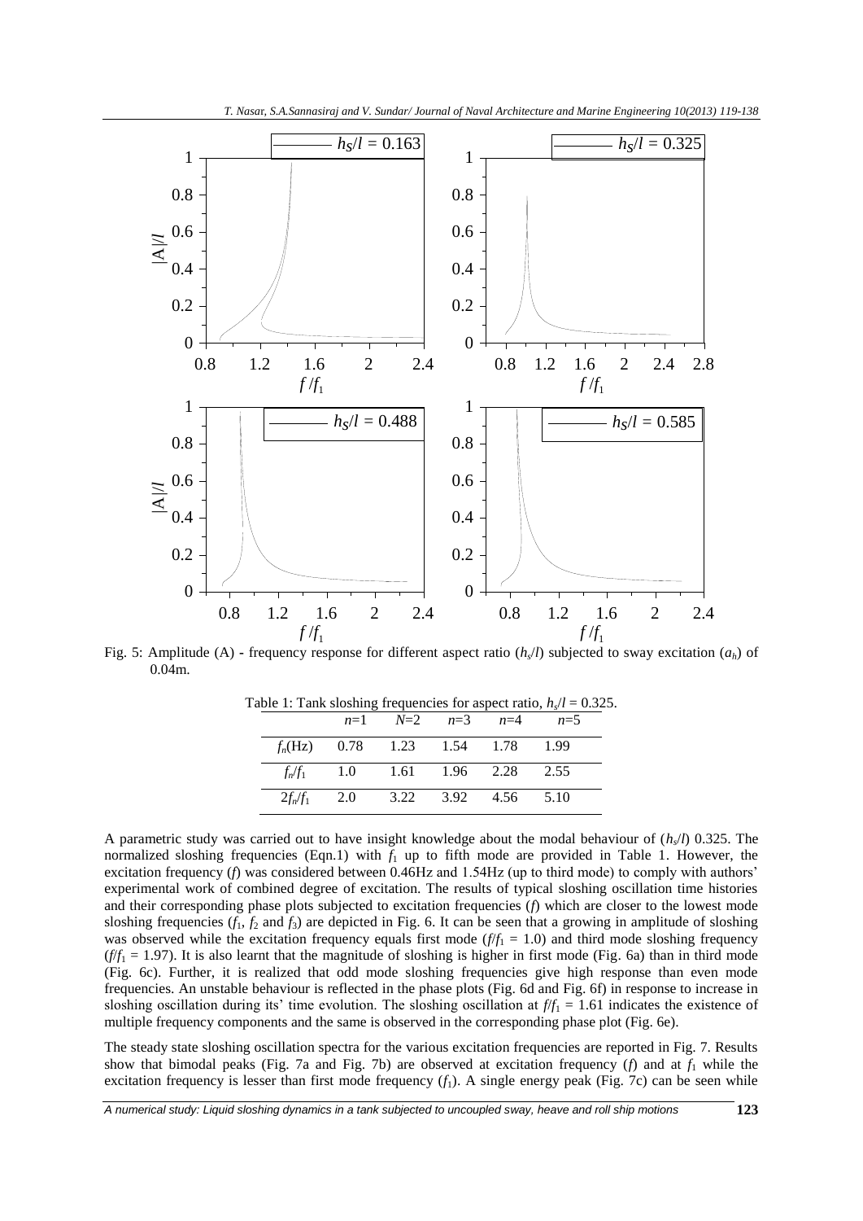$h_S/l = 0.163$

1
0.8
0.6
0.4
0.2
0

$|A|/l$

0.8 1.2 1.6 2 2.4

$f/f_1$

$h_S/l = 0.325$

1
0.8
0.6
0.4
0.2
0

0.8 1.2 1.6 2 2.4 2.8

$f/f_1$

$h_S/l = 0.488$

1
0.8
0.6
0.4
0.2
0

$|A|/l$

0.8 1.2 1.6 2 2.4

$f/f_1$

$h_S/l = 0.585$

1
0.8
0.6
0.4
0.2
0

0.8 1.2 1.6 2 2.4

$f/f_1$

Fig. 5: Amplitude (A) - frequency response for different aspect ratio ($h_s/l$) subjected to sway excitation ($a_h$) of 0.04m.

Table 1: Tank sloshing frequencies for aspect ratio, $h_s/l$ = 0.325.

| | $n$=1 | $N$=2 | $n$=3 | $n$=4 | $n$=5 |
|---|---|---|---|---|---|
| $f_n$(Hz) | 0.78 | 1.23 | 1.54 | 1.78 | 1.99 |
| $f_n/f_1$ | 1.0 | 1.61 | 1.96 | 2.28 | 2.55 |
| $2f_n/f_1$ | 2.0 | 3.22 | 3.92 | 4.56 | 5.10 |

A parametric study was carried out to have insight knowledge about the modal behaviour of ($h_s/l$) 0.325. The normalized sloshing frequencies (Eqn.1) with $f_1$ up to fifth mode are provided in Table 1. However, the excitation frequency ($f$) was considered between 0.46Hz and 1.54Hz (up to third mode) to comply with authors' experimental work of combined degree of excitation. The results of typical sloshing oscillation time histories and their corresponding phase plots subjected to excitation frequencies ($f$) which are closer to the lowest mode sloshing frequencies ($f_1$, $f_2$ and $f_3$) are depicted in Fig. 6. It can be seen that a growing in amplitude of sloshing was observed while the excitation frequency equals first mode ($f/f_1$ = 1.0) and third mode sloshing frequency ($f/f_1$ = 1.97). It is also learnt that the magnitude of sloshing is higher in first mode (Fig. 6a) than in third mode (Fig. 6c). Further, it is realized that odd mode sloshing frequencies give high response than even mode frequencies. An unstable behaviour is reflected in the phase plots (Fig. 6d and Fig. 6f) in response to increase in sloshing oscillation during its' time evolution. The sloshing oscillation at $f/f_1$ = 1.61 indicates the existence of multiple frequency components and the same is observed in the corresponding phase plot (Fig. 6e).

The steady state sloshing oscillation spectra for the various excitation frequencies are reported in Fig. 7. Results show that bimodal peaks (Fig. 7a and Fig. 7b) are observed at excitation frequency ($f$) and at $f_1$ while the excitation frequency is lesser than first mode frequency ($f_1$). A single energy peak (Fig. 7c) can be seen while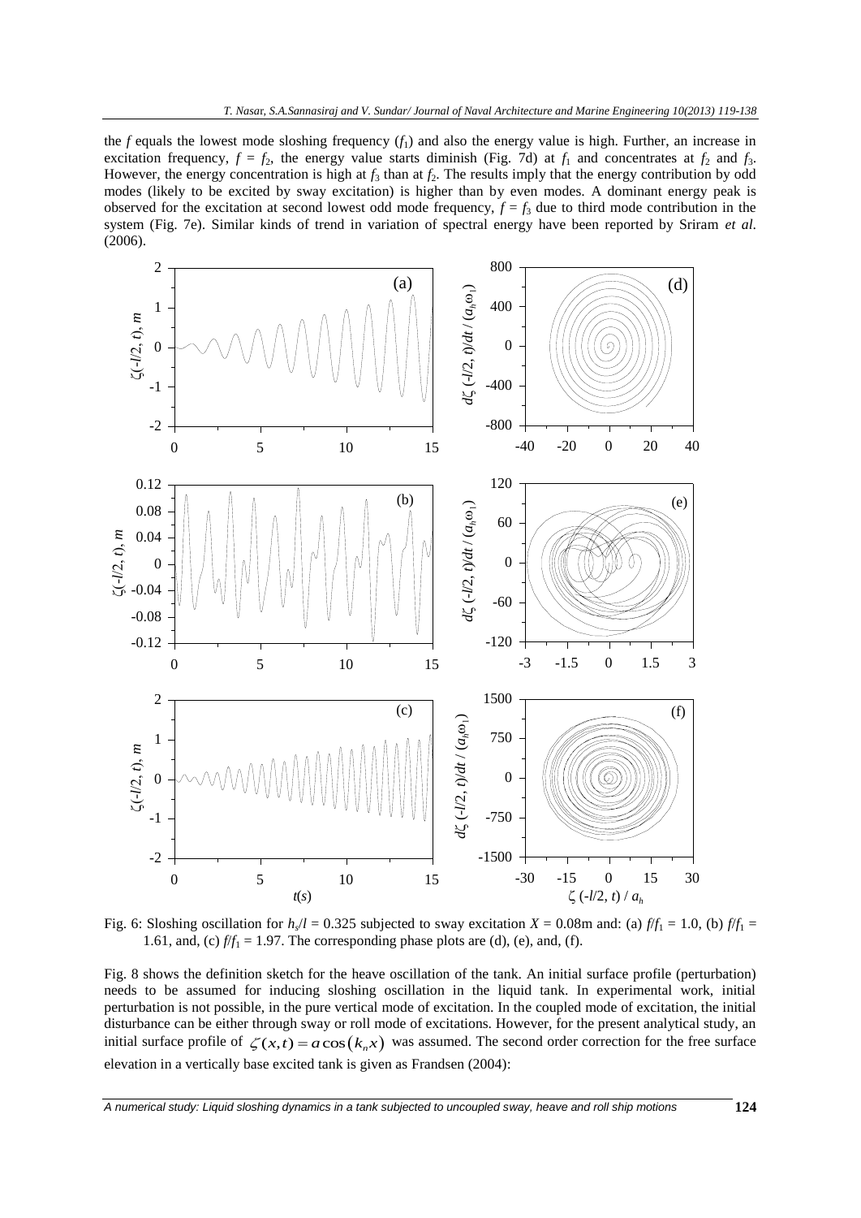the $f$ equals the lowest mode sloshing frequency ($f_1$) and also the energy value is high. Further, an increase in excitation frequency, $f = f_2$, the energy value starts diminish (Fig. 7d) at $f_1$ and concentrates at $f_2$ and $f_3$. However, the energy concentration is high at $f_3$ than at $f_2$. The results imply that the energy contribution by odd modes (likely to be excited by sway excitation) is higher than by even modes. A dominant energy peak is observed for the excitation at second lowest odd mode frequency, $f = f_3$ due to third mode contribution in the system (Fig. 7e). Similar kinds of trend in variation of spectral energy have been reported by Sriram *et al.* (2006).

(a)
(b)
(c)
(d)
(e)
(f)
$\zeta(-l/2, t)$, $m$
$d\zeta(-l/2, t)/dt / (a_h\omega_1)$
$t(s)$
$\zeta(-l/2, t) / a_h$

Fig. 6: Sloshing oscillation for $h_s/l = 0.325$ subjected to sway excitation $X = 0.08$m and: (a) $f/f_1 = 1.0$, (b) $f/f_1 = 1.61$, and, (c) $f/f_1 = 1.97$. The corresponding phase plots are (d), (e), and, (f).

Fig. 8 shows the definition sketch for the heave oscillation of the tank. An initial surface profile (perturbation) needs to be assumed for inducing sloshing oscillation in the liquid tank. In experimental work, initial perturbation is not possible, in the pure vertical mode of excitation. In the coupled mode of excitation, the initial disturbance can be either through sway or roll mode of excitations. However, for the present analytical study, an initial surface profile of $\zeta(x,t) = a\cos(k_n x)$ was assumed. The second order correction for the free surface elevation in a vertically base excited tank is given as Frandsen (2004):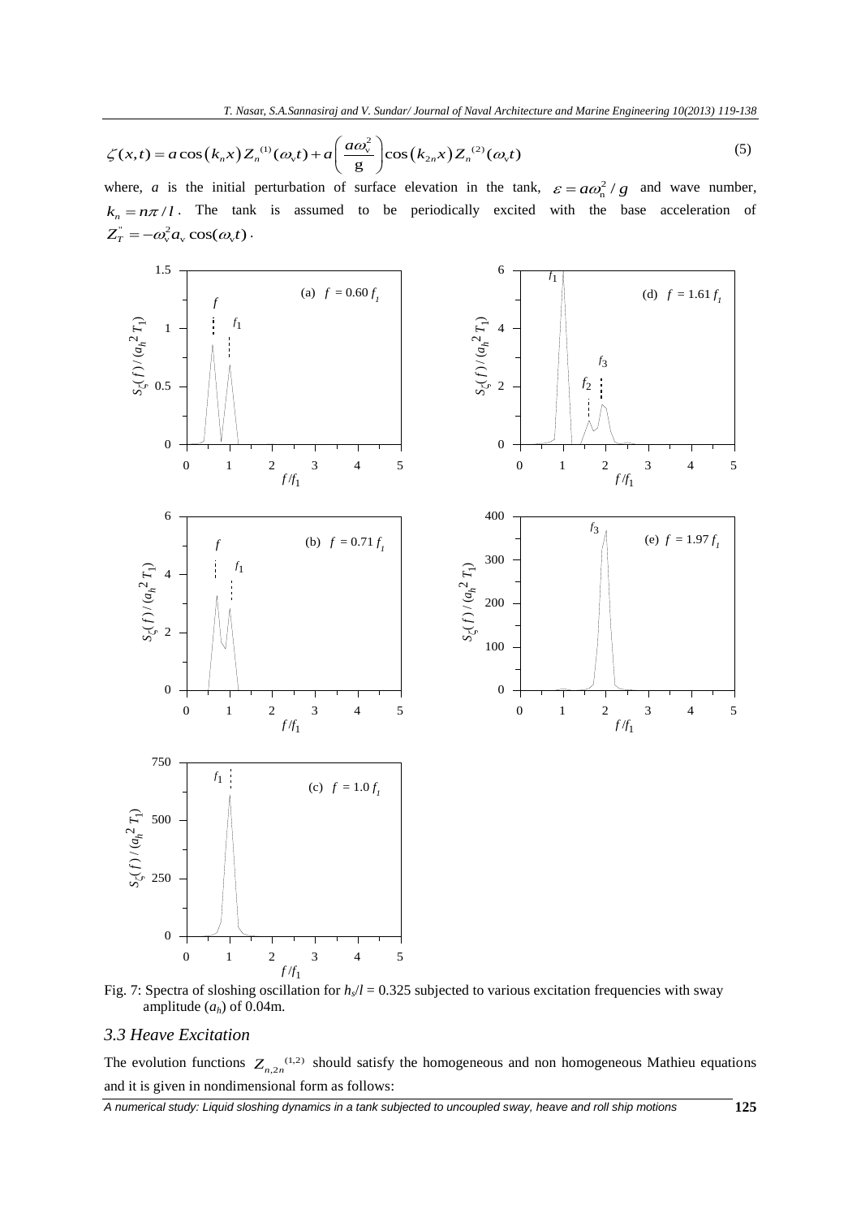$$\zeta(x,t) = a\cos(k_n x) Z_n^{(1)}(\omega_v t) + a\left(\frac{a\omega_v^2}{g}\right)\cos(k_{2n} x) Z_n^{(2)}(\omega_v t) \tag{5}$$

where, $a$ is the initial perturbation of surface elevation in the tank, $\varepsilon = a\omega_n^2/g$ and wave number, $k_n = n\pi/l$. The tank is assumed to be periodically excited with the base acceleration of $Z_T'' = -\omega_v^2 a_v \cos(\omega_v t)$.

(a) $f = 0.60\, f_1$

(b) $f = 0.71\, f_1$

(c) $f = 1.0\, f_1$

(d) $f = 1.61\, f_1$

(e) $f = 1.97\, f_1$

$S_\zeta(f)/(a_h^2 T_1)$

$f/f_1$

Fig. 7: Spectra of sloshing oscillation for $h_s/l = 0.325$ subjected to various excitation frequencies with sway amplitude ($a_h$) of 0.04m.

### 3.3 Heave Excitation

The evolution functions $Z_{n,2n}^{(1,2)}$ should satisfy the homogeneous and non homogeneous Mathieu equations and it is given in nondimensional form as follows: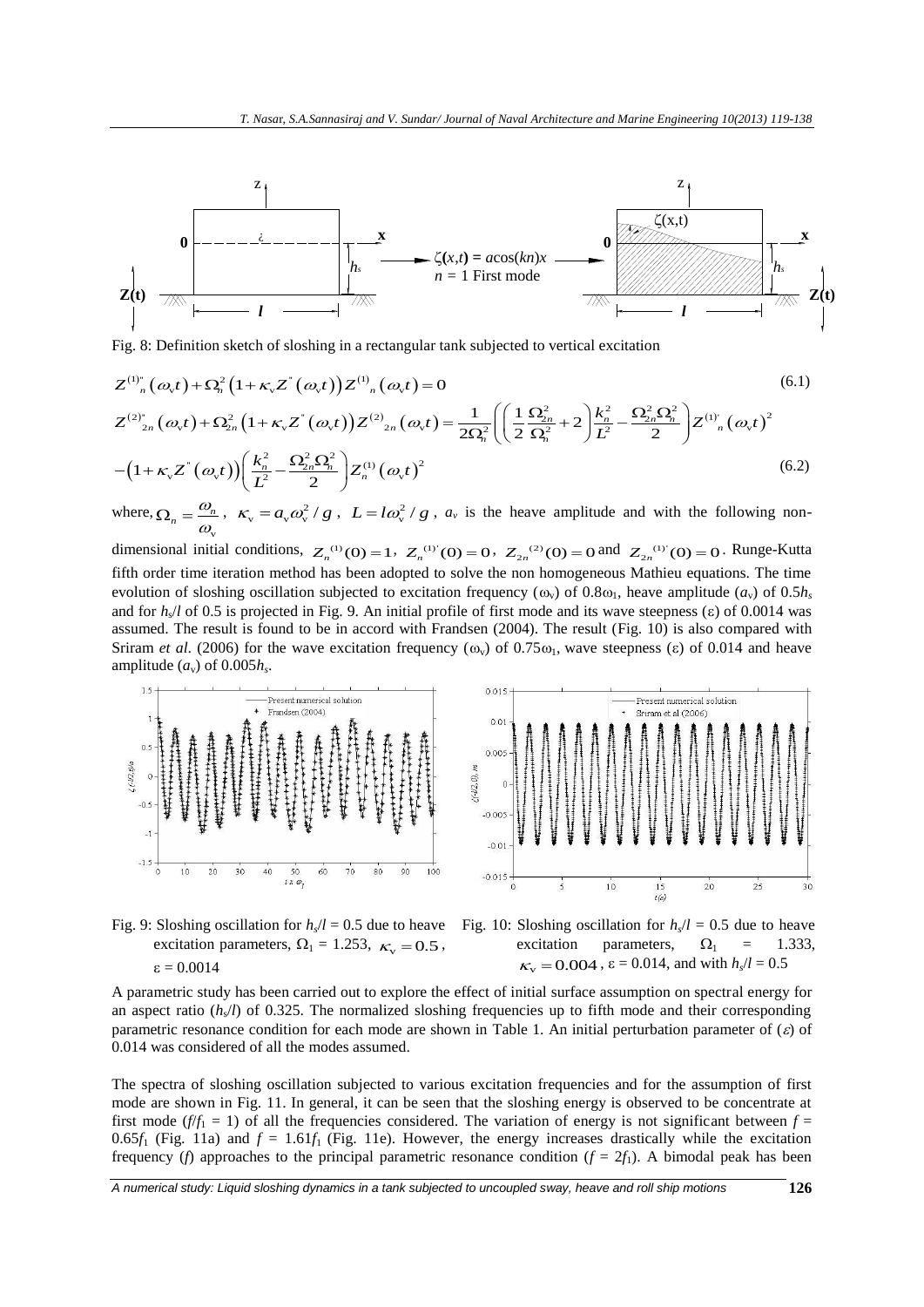z

0 x

$h_s$

Z(t)

$l$

$\zeta(x,t) = a\cos(kn)x$

$n = 1$ First mode

z

$\zeta$(x,t)

0 x

$h_s$

Z(t)

$l$

Fig. 8: Definition sketch of sloshing in a rectangular tank subjected to vertical excitation

$$Z^{(1)''}_{n}(\omega_v t) + \Omega_n^2\left(1 + \kappa_v Z^{''}(\omega_v t)\right) Z^{(1)}_{n}(\omega_v t) = 0 \tag{6.1}$$

$$Z^{(2)''}_{2n}(\omega_v t) + \Omega_{2n}^2\left(1 + \kappa_v Z^{''}(\omega_v t)\right) Z^{(2)}_{2n}(\omega_v t) = \frac{1}{2\Omega_n^2}\left(\left(\frac{1}{2}\frac{\Omega_{2n}^2}{\Omega_n^2} + 2\right)\frac{k_n^2}{L^2} - \frac{\Omega_{2n}^2\Omega_n^2}{2}\right) Z^{(1)'}_{n}(\omega_v t)^2$$

$$-\left(1 + \kappa_v Z^{''}(\omega_v t)\right)\left(\frac{k_n^2}{L^2} - \frac{\Omega_{2n}^2\Omega_n^2}{2}\right) Z_n^{(1)}(\omega_v t)^2 \tag{6.2}$$

where, $\Omega_n = \dfrac{\omega_n}{\omega_v}$, $\kappa_v = a_v\omega_v^2 / g$, $L = l\omega_v^2 / g$, $a_v$ is the heave amplitude and with the following non-dimensional initial conditions, $Z_n^{(1)}(0) = 1$, $Z_n^{(1)'}(0) = 0$, $Z_{2n}^{(2)}(0) = 0$ and $Z_{2n}^{(1)'}(0) = 0$. Runge-Kutta fifth order time iteration method has been adopted to solve the non homogeneous Mathieu equations. The time evolution of sloshing oscillation subjected to excitation frequency ($\omega_v$) of $0.8\omega_1$, heave amplitude ($a_v$) of $0.5h_s$ and for $h_s/l$ of 0.5 is projected in Fig. 9. An initial profile of first mode and its wave steepness ($\varepsilon$) of 0.0014 was assumed. The result is found to be in accord with Frandsen (2004). The result (Fig. 10) is also compared with Sriram *et al*. (2006) for the wave excitation frequency ($\omega_v$) of $0.75\omega_1$, wave steepness ($\varepsilon$) of 0.014 and heave amplitude ($a_v$) of $0.005h_s$.

Present numerical solution
Frandsen (2004)
$\zeta(-l/2,t)/a$
$t \times \omega_1$
1.5 1 0.5 0 -0.5 -1 -1.5
0 10 20 30 40 50 60 70 80 90 100

Fig. 9: Sloshing oscillation for $h_s/l = 0.5$ due to heave excitation parameters, $\Omega_1 = 1.253$, $\kappa_v = 0.5$, $\varepsilon = 0.0014$

Present numerical solution
Sriram et al (2006)
$\zeta(-l/2,t)$, m
t(s)
0.015 0.01 0.005 0 -0.005 -0.01 -0.015
0 5 10 15 20 25 30

Fig. 10: Sloshing oscillation for $h_s/l = 0.5$ due to heave excitation parameters, $\Omega_1 = 1.333$, $\kappa_v = 0.004$, $\varepsilon = 0.014$, and with $h_s/l = 0.5$

A parametric study has been carried out to explore the effect of initial surface assumption on spectral energy for an aspect ratio ($h_s/l$) of 0.325. The normalized sloshing frequencies up to fifth mode and their corresponding parametric resonance condition for each mode are shown in Table 1. An initial perturbation parameter of ($\varepsilon$) of 0.014 was considered of all the modes assumed.

The spectra of sloshing oscillation subjected to various excitation frequencies and for the assumption of first mode are shown in Fig. 11. In general, it can be seen that the sloshing energy is observed to be concentrate at first mode ($f/f_1 = 1$) of all the frequencies considered. The variation of energy is not significant between $f = 0.65f_1$ (Fig. 11a) and $f = 1.61f_1$ (Fig. 11e). However, the energy increases drastically while the excitation frequency ($f$) approaches to the principal parametric resonance condition ($f = 2f_1$). A bimodal peak has been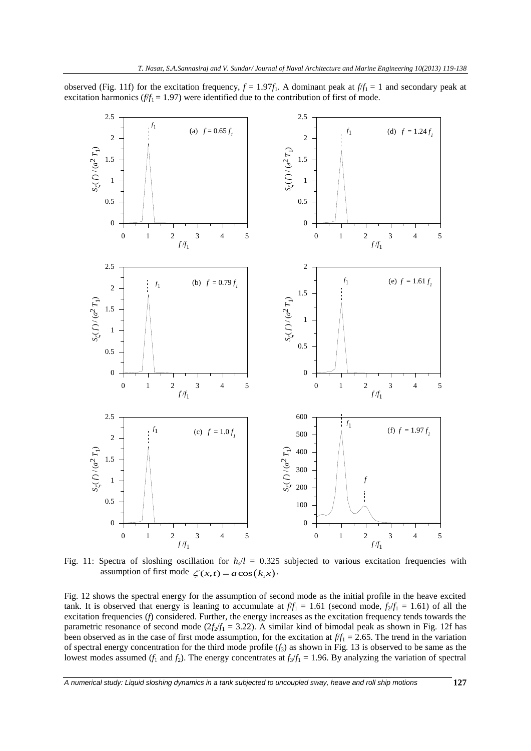observed (Fig. 11f) for the excitation frequency, $f = 1.97f_1$. A dominant peak at $f/f_1 = 1$ and secondary peak at excitation harmonics ($f/f_1 = 1.97$) were identified due to the contribution of first of mode.

(a) $f = 0.65 f_1$

(b) $f = 0.79 f_1$

(c) $f = 1.0 f_1$

(d) $f = 1.24 f_1$

(e) $f = 1.61 f_1$

(f) $f = 1.97 f_1$

$S_\zeta(f)/(a^2 T_1)$

$f/f_1$

Fig. 11: Spectra of sloshing oscillation for $h_s/l$ = 0.325 subjected to various excitation frequencies with assumption of first mode $\zeta(x,t) = a\cos(k_1 x)$.

Fig. 12 shows the spectral energy for the assumption of second mode as the initial profile in the heave excited tank. It is observed that energy is leaning to accumulate at $f/f_1$ = 1.61 (second mode, $f_2/f_1$ = 1.61) of all the excitation frequencies ($f$) considered. Further, the energy increases as the excitation frequency tends towards the parametric resonance of second mode ($2f_2/f_1$ = 3.22). A similar kind of bimodal peak as shown in Fig. 12f has been observed as in the case of first mode assumption, for the excitation at $f/f_1$ = 2.65. The trend in the variation of spectral energy concentration for the third mode profile ($f_3$) as shown in Fig. 13 is observed to be same as the lowest modes assumed ($f_1$ and $f_2$). The energy concentrates at $f_3/f_1$ = 1.96. By analyzing the variation of spectral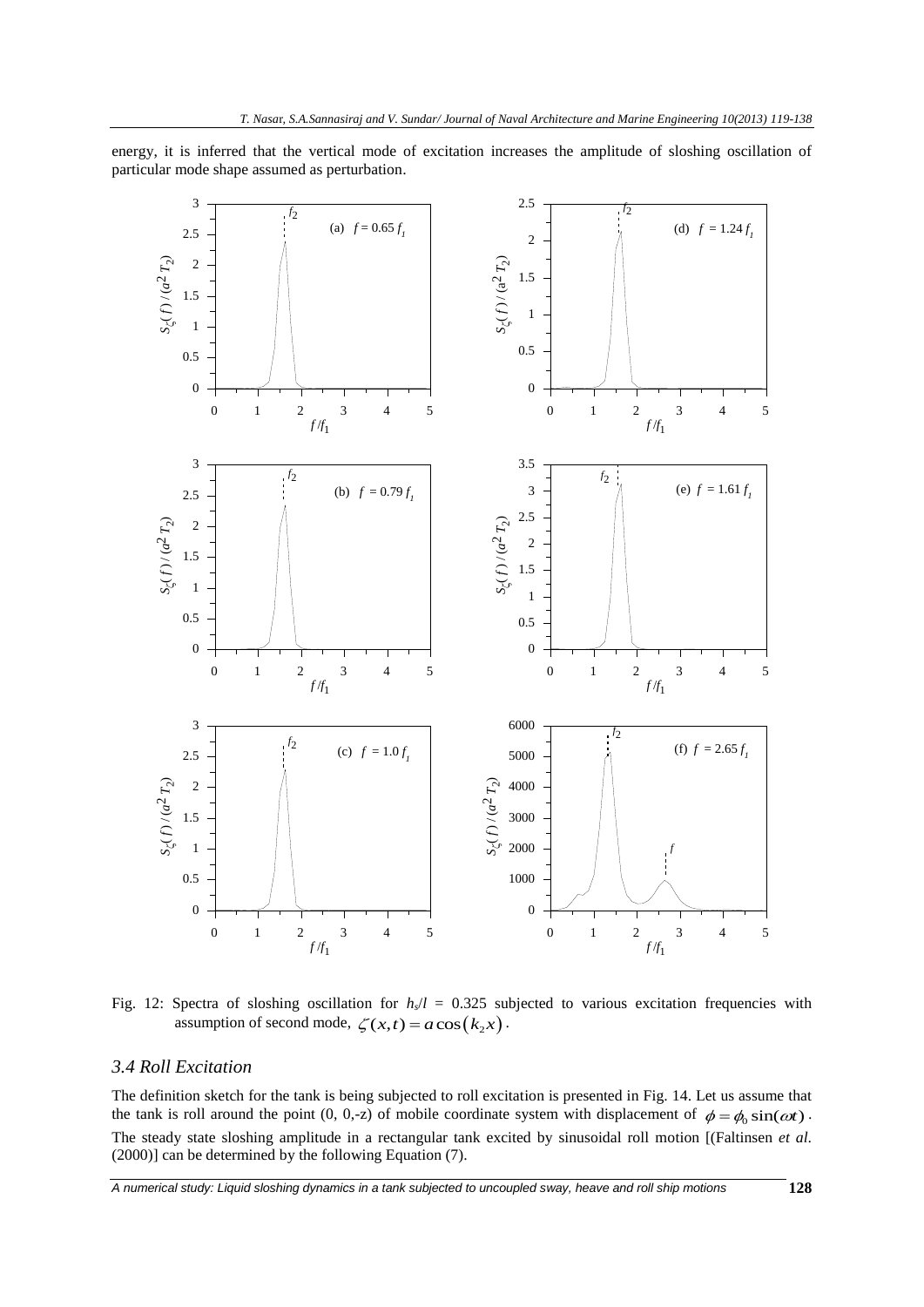energy, it is inferred that the vertical mode of excitation increases the amplitude of sloshing oscillation of particular mode shape assumed as perturbation.

(a) $f = 0.65\,f_1$

(b) $f = 0.79\,f_1$

(c) $f = 1.0\,f_1$

(d) $f = 1.24\,f_1$

(e) $f = 1.61\,f_1$

(f) $f = 2.65\,f_1$

$S_\zeta(f)/(a^2 T_2)$

$f/f_1$

$f_2$

$f$

Fig. 12: Spectra of sloshing oscillation for $h_s/l = 0.325$ subjected to various excitation frequencies with assumption of second mode, $\zeta(x,t) = a\cos(k_2 x)$.

### 3.4 Roll Excitation

The definition sketch for the tank is being subjected to roll excitation is presented in Fig. 14. Let us assume that the tank is roll around the point (0, 0,-z) of mobile coordinate system with displacement of $\phi = \phi_0 \sin(\omega t)$. The steady state sloshing amplitude in a rectangular tank excited by sinusoidal roll motion [(Faltinsen *et al.* (2000)] can be determined by the following Equation (7).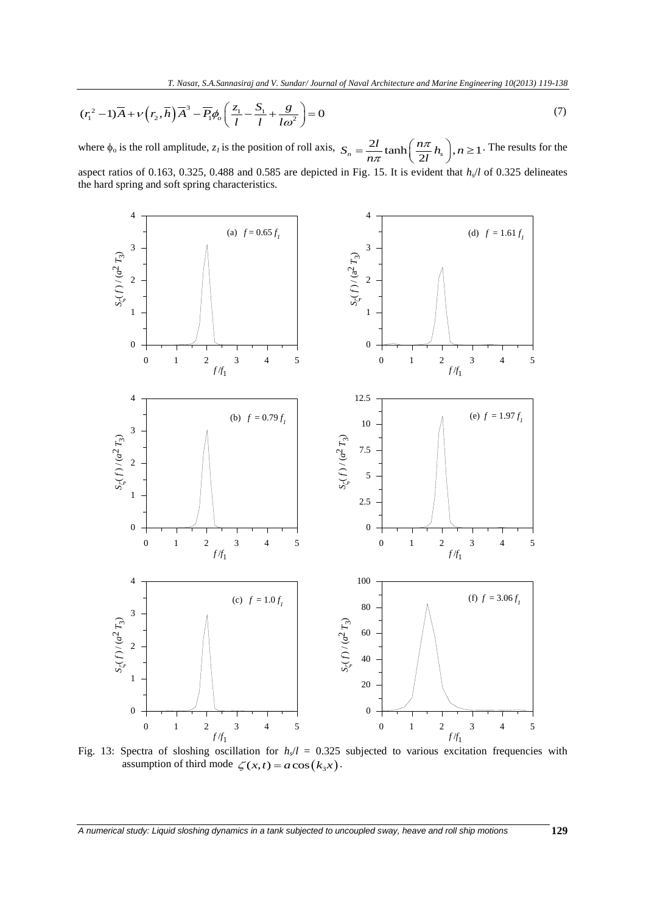$$(r_1^2 - 1)\overline{A} + \nu\left(r_2, \overline{h}\right)\overline{A}^3 - \overline{P}_1\phi_o\left(\frac{z_1}{l} - \frac{S_1}{l} + \frac{g}{l\omega^2}\right) = 0 \tag{7}$$

where $\phi_o$ is the roll amplitude, $z_1$ is the position of roll axis, $S_n = \frac{2l}{n\pi}\tanh\left(\frac{n\pi}{2l}h_s\right), n \geq 1$. The results for the aspect ratios of 0.163, 0.325, 0.488 and 0.585 are depicted in Fig. 15. It is evident that $h_s/l$ of 0.325 delineates the hard spring and soft spring characteristics.

(a) $f = 0.65\, f_1$

(b) $f = 0.79\, f_1$

(c) $f = 1.0\, f_1$

(d) $f = 1.61\, f_1$

(e) $f = 1.97\, f_1$

(f) $f = 3.06\, f_1$

$S_\zeta(f) / (a^2 T_3)$

$f/f_1$

Fig. 13: Spectra of sloshing oscillation for $h_s/l$ = 0.325 subjected to various excitation frequencies with assumption of third mode $\zeta(x,t) = a\cos(k_3 x)$.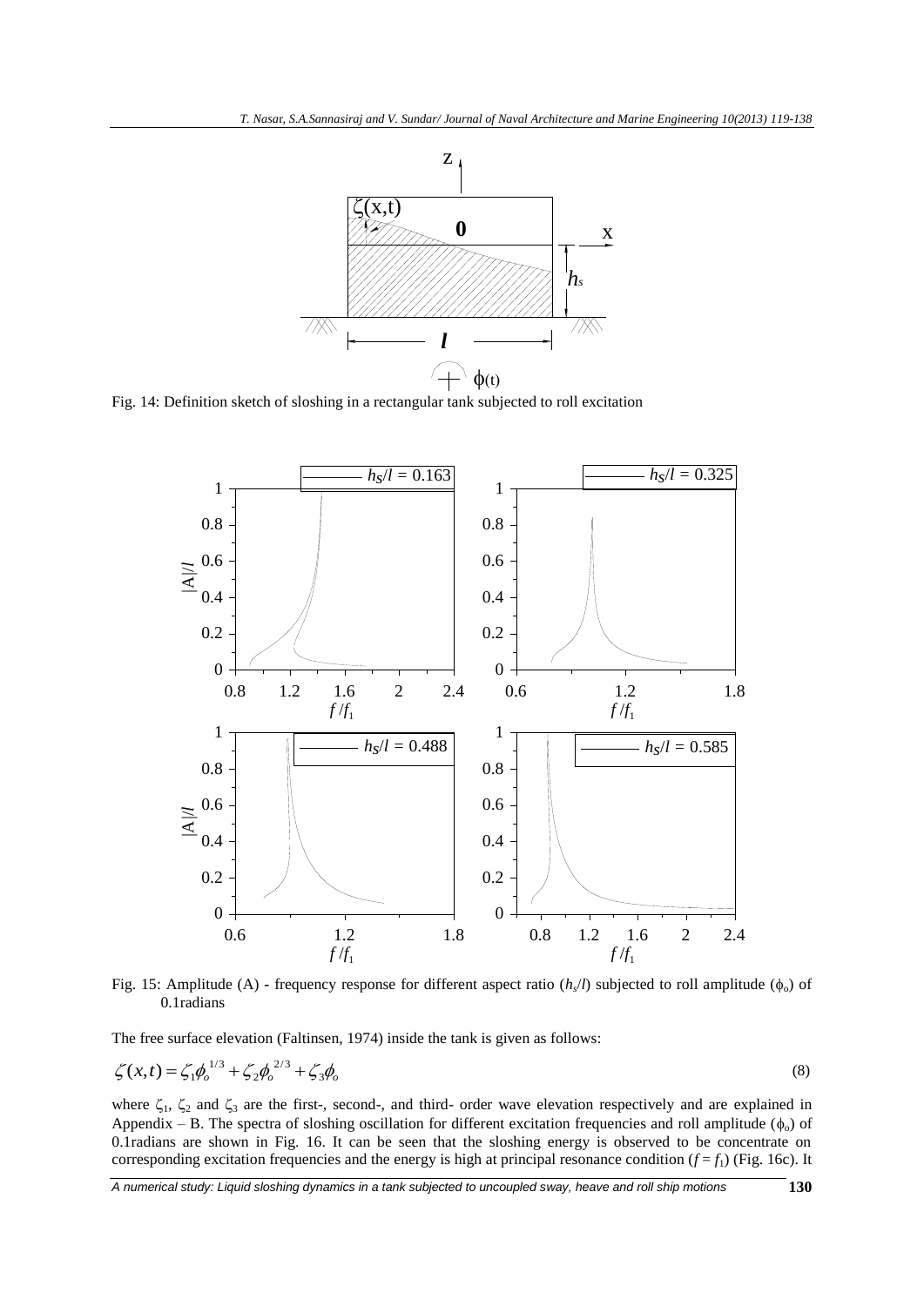z

ζ(x,t)

0

x

$h_s$

*l*

ϕ(t)

Fig. 14: Definition sketch of sloshing in a rectangular tank subjected to roll excitation

$h_S/l$ = 0.163

$h_S/l$ = 0.325

$h_S/l$ = 0.488

$h_S/l$ = 0.585

|A|/*l*

$f/f_1$

1
0.8
0.6
0.4
0.2
0

0.8 1.2 1.6 2 2.4

0.6 1.2 1.8

Fig. 15: Amplitude (A) - frequency response for different aspect ratio ($h_s/l$) subjected to roll amplitude ($\phi_o$) of 0.1radians

The free surface elevation (Faltinsen, 1974) inside the tank is given as follows:

$$\zeta(x,t) = \zeta_1 \phi_o^{\ 1/3} + \zeta_2 \phi_o^{\ 2/3} + \zeta_3 \phi_o \tag{8}$$

where $\zeta_1$, $\zeta_2$ and $\zeta_3$ are the first-, second-, and third- order wave elevation respectively and are explained in Appendix – B. The spectra of sloshing oscillation for different excitation frequencies and roll amplitude ($\phi_o$) of 0.1radians are shown in Fig. 16. It can be seen that the sloshing energy is observed to be concentrate on corresponding excitation frequencies and the energy is high at principal resonance condition ($f = f_1$) (Fig. 16c). It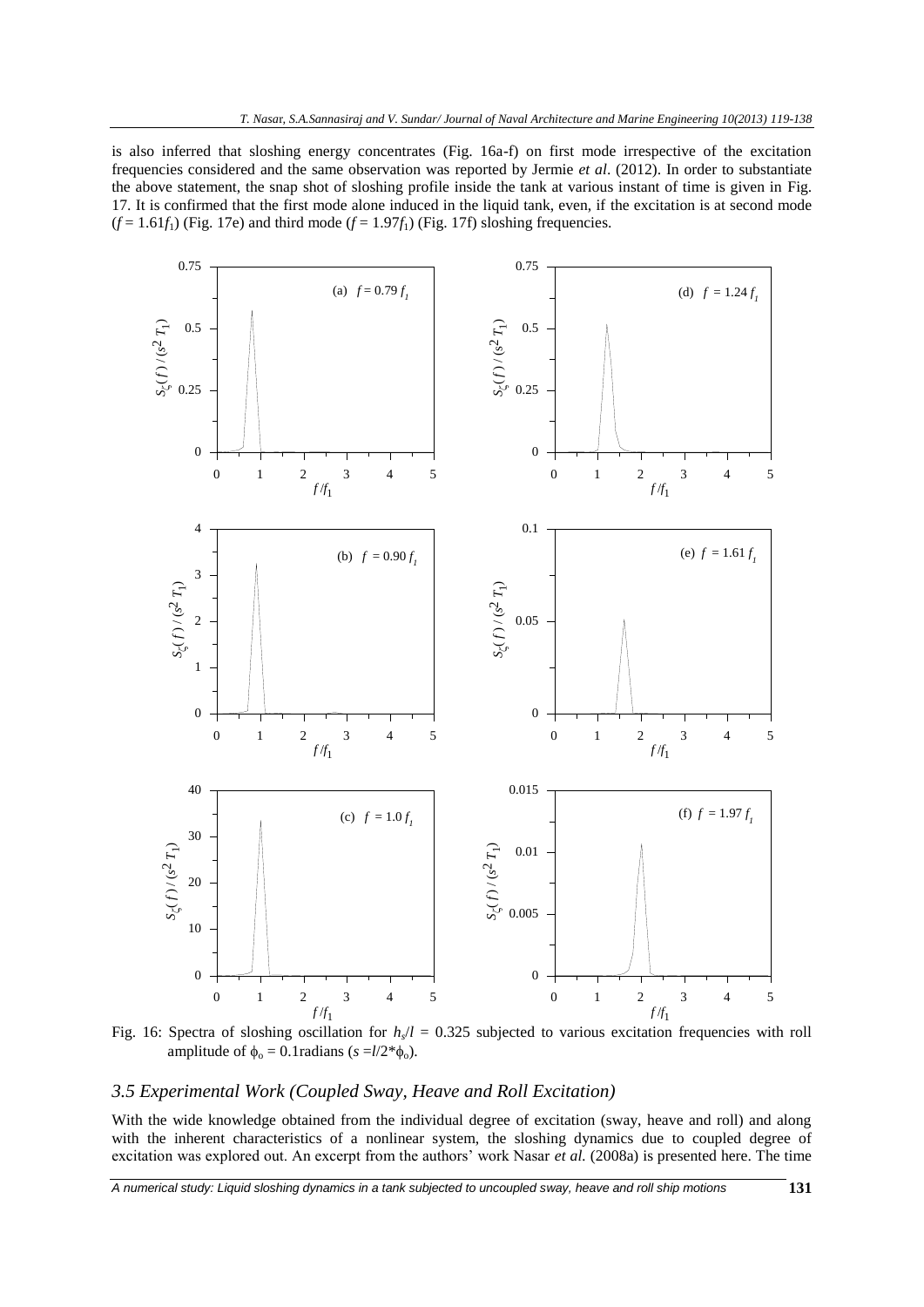is also inferred that sloshing energy concentrates (Fig. 16a-f) on first mode irrespective of the excitation frequencies considered and the same observation was reported by Jermie *et al*. (2012). In order to substantiate the above statement, the snap shot of sloshing profile inside the tank at various instant of time is given in Fig. 17. It is confirmed that the first mode alone induced in the liquid tank, even, if the excitation is at second mode ($f = 1.61f_1$) (Fig. 17e) and third mode ($f = 1.97f_1$) (Fig. 17f) sloshing frequencies.

(a) $f = 0.79\, f_1$

(b) $f = 0.90\, f_1$

(c) $f = 1.0\, f_1$

(d) $f = 1.24\, f_1$

(e) $f = 1.61\, f_1$

(f) $f = 1.97\, f_1$

$S_\zeta(f) / (s^2 T_1)$

$f/f_1$

Fig. 16: Spectra of sloshing oscillation for $h_s/l = 0.325$ subjected to various excitation frequencies with roll amplitude of $\phi_o = 0.1$radians ($s = l/2*\phi_o$).

### 3.5 Experimental Work (Coupled Sway, Heave and Roll Excitation)

With the wide knowledge obtained from the individual degree of excitation (sway, heave and roll) and along with the inherent characteristics of a nonlinear system, the sloshing dynamics due to coupled degree of excitation was explored out. An excerpt from the authors' work Nasar *et al.* (2008a) is presented here. The time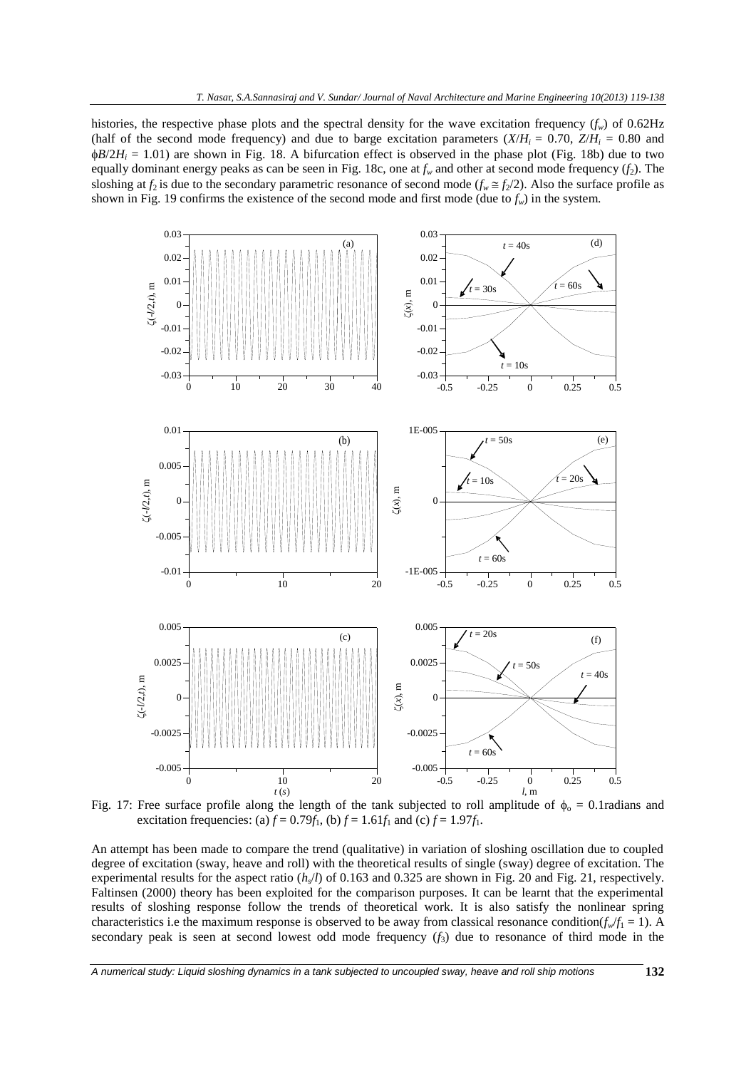histories, the respective phase plots and the spectral density for the wave excitation frequency ($f_w$) of 0.62Hz (half of the second mode frequency) and due to barge excitation parameters ($X/H_i$ = 0.70, $Z/H_i$ = 0.80 and $\phi B/2H_i$ = 1.01) are shown in Fig. 18. A bifurcation effect is observed in the phase plot (Fig. 18b) due to two equally dominant energy peaks as can be seen in Fig. 18c, one at $f_w$ and other at second mode frequency ($f_2$). The sloshing at $f_2$ is due to the secondary parametric resonance of second mode ($f_w \cong f_2/2$). Also the surface profile as shown in Fig. 19 confirms the existence of the second mode and first mode (due to $f_w$) in the system.

(a)
(b)
(c)
(d)
(e)
(f)
$\zeta(-l/2,t)$, m
$\zeta(x)$, m
$t$ (s)
$l$, m
$t$ = 40s
$t$ = 30s
$t$ = 60s
$t$ = 10s
$t$ = 50s
$t$ = 10s
$t$ = 20s
$t$ = 60s
$t$ = 20s
$t$ = 50s
$t$ = 40s
$t$ = 60s

Fig. 17: Free surface profile along the length of the tank subjected to roll amplitude of $\phi_o$ = 0.1radians and excitation frequencies: (a) $f = 0.79f_1$, (b) $f = 1.61f_1$ and (c) $f = 1.97f_1$.

An attempt has been made to compare the trend (qualitative) in variation of sloshing oscillation due to coupled degree of excitation (sway, heave and roll) with the theoretical results of single (sway) degree of excitation. The experimental results for the aspect ratio ($h_s/l$) of 0.163 and 0.325 are shown in Fig. 20 and Fig. 21, respectively. Faltinsen (2000) theory has been exploited for the comparison purposes. It can be learnt that the experimental results of sloshing response follow the trends of theoretical work. It is also satisfy the nonlinear spring characteristics i.e the maximum response is observed to be away from classical resonance condition($f_w/f_1$ = 1). A secondary peak is seen at second lowest odd mode frequency ($f_3$) due to resonance of third mode in the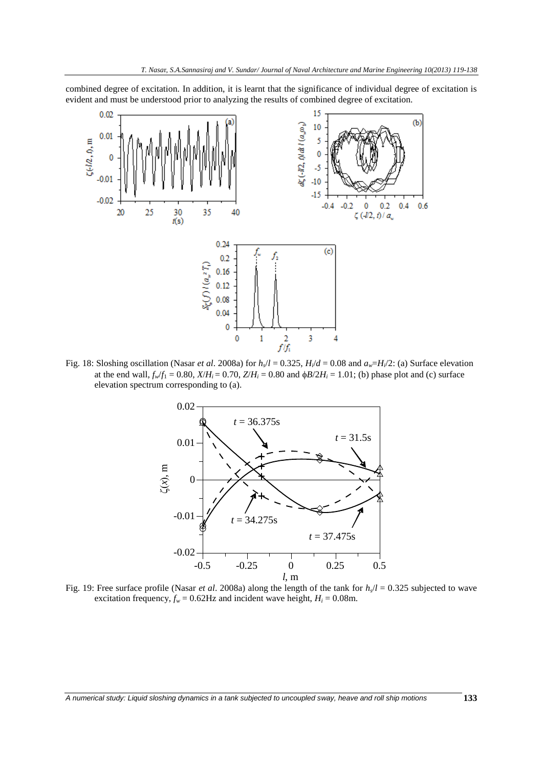combined degree of excitation. In addition, it is learnt that the significance of individual degree of excitation is evident and must be understood prior to analyzing the results of combined degree of excitation.

Fig. 18: Sloshing oscillation (Nasar *et al*. 2008a) for $h_s/l$ = 0.325, $H_i/d$ = 0.08 and $a_w$=$H_i$/2: (a) Surface elevation at the end wall, $f_w/f_1$ = 0.80, $X/H_i$ = 0.70, $Z/H_i$ = 0.80 and $\phi B/2H_i$ = 1.01; (b) phase plot and (c) surface elevation spectrum corresponding to (a).

Fig. 19: Free surface profile (Nasar *et al*. 2008a) along the length of the tank for $h_s/l$ = 0.325 subjected to wave excitation frequency, $f_w$ = 0.62Hz and incident wave height, $H_i$ = 0.08m.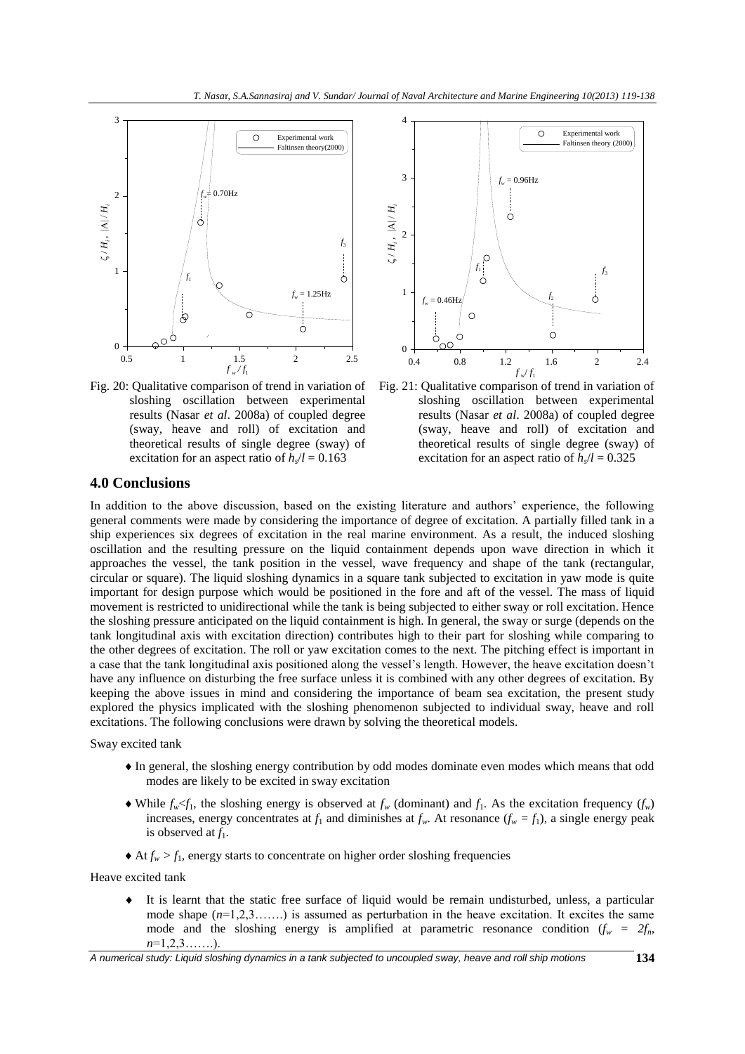3

2

1

0

0.5 1 1.5 2 2.5

$f_w/f_1$

$\zeta/H_I$, $|A|/H_I$

Experimental work

Faltinsen theory(2000)

$f_w$ = 0.70Hz

$f_1$

$f_3$

$f_w$ = 1.25Hz

Fig. 20: Qualitative comparison of trend in variation of sloshing oscillation between experimental results (Nasar *et al*. 2008a) of coupled degree (sway, heave and roll) of excitation and theoretical results of single degree (sway) of excitation for an aspect ratio of $h_s/l = 0.163$

4

3

2

1

0

0.4 0.8 1.2 1.6 2 2.4

$f_w/f_1$

$\zeta/H_I$, $|A|/H_I$

Experimental work

Faltinsen theory (2000)

$f_w$ = 0.96Hz

$f_1$

$f_3$

$f_2$

$f_w$ = 0.46Hz

Fig. 21: Qualitative comparison of trend in variation of sloshing oscillation between experimental results (Nasar *et al*. 2008a) of coupled degree (sway, heave and roll) of excitation and theoretical results of single degree (sway) of excitation for an aspect ratio of $h_s/l = 0.325$

## 4.0 Conclusions

In addition to the above discussion, based on the existing literature and authors' experience, the following general comments were made by considering the importance of degree of excitation. A partially filled tank in a ship experiences six degrees of excitation in the real marine environment. As a result, the induced sloshing oscillation and the resulting pressure on the liquid containment depends upon wave direction in which it approaches the vessel, the tank position in the vessel, wave frequency and shape of the tank (rectangular, circular or square). The liquid sloshing dynamics in a square tank subjected to excitation in yaw mode is quite important for design purpose which would be positioned in the fore and aft of the vessel. The mass of liquid movement is restricted to unidirectional while the tank is being subjected to either sway or roll excitation. Hence the sloshing pressure anticipated on the liquid containment is high. In general, the sway or surge (depends on the tank longitudinal axis with excitation direction) contributes high to their part for sloshing while comparing to the other degrees of excitation. The roll or yaw excitation comes to the next. The pitching effect is important in a case that the tank longitudinal axis positioned along the vessel's length. However, the heave excitation doesn't have any influence on disturbing the free surface unless it is combined with any other degrees of excitation. By keeping the above issues in mind and considering the importance of beam sea excitation, the present study explored the physics implicated with the sloshing phenomenon subjected to individual sway, heave and roll excitations. The following conclusions were drawn by solving the theoretical models.

Sway excited tank

- In general, the sloshing energy contribution by odd modes dominate even modes which means that odd modes are likely to be excited in sway excitation
- While $f_w<f_1$, the sloshing energy is observed at $f_w$ (dominant) and $f_1$. As the excitation frequency ($f_w$) increases, energy concentrates at $f_1$ and diminishes at $f_w$. At resonance ($f_w = f_1$), a single energy peak is observed at $f_1$.
- At $f_w > f_1$, energy starts to concentrate on higher order sloshing frequencies

Heave excited tank

- It is learnt that the static free surface of liquid would be remain undisturbed, unless, a particular mode shape ($n$=1,2,3…….) is assumed as perturbation in the heave excitation. It excites the same mode and the sloshing energy is amplified at parametric resonance condition ($f_w = 2f_n$, $n$=1,2,3…….).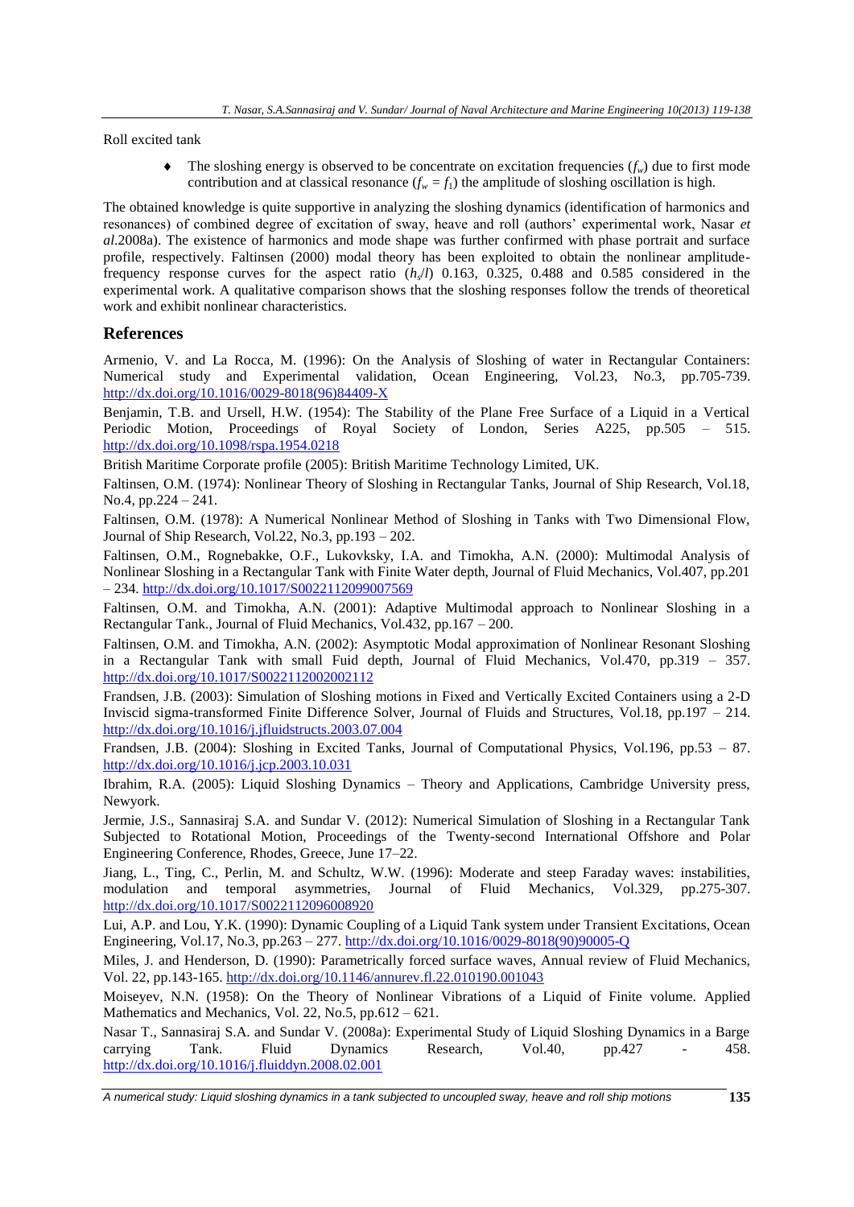Roll excited tank

- The sloshing energy is observed to be concentrate on excitation frequencies ($f_w$) due to first mode contribution and at classical resonance ($f_w = f_1$) the amplitude of sloshing oscillation is high.

The obtained knowledge is quite supportive in analyzing the sloshing dynamics (identification of harmonics and resonances) of combined degree of excitation of sway, heave and roll (authors' experimental work, Nasar *et al*.2008a). The existence of harmonics and mode shape was further confirmed with phase portrait and surface profile, respectively. Faltinsen (2000) modal theory has been exploited to obtain the nonlinear amplitude-frequency response curves for the aspect ratio ($h_s/l$) 0.163, 0.325, 0.488 and 0.585 considered in the experimental work. A qualitative comparison shows that the sloshing responses follow the trends of theoretical work and exhibit nonlinear characteristics.

## References

Armenio, V. and La Rocca, M. (1996): On the Analysis of Sloshing of water in Rectangular Containers: Numerical study and Experimental validation, Ocean Engineering, Vol.23, No.3, pp.705-739. http://dx.doi.org/10.1016/0029-8018(96)84409-X

Benjamin, T.B. and Ursell, H.W. (1954): The Stability of the Plane Free Surface of a Liquid in a Vertical Periodic Motion, Proceedings of Royal Society of London, Series A225, pp.505 – 515. http://dx.doi.org/10.1098/rspa.1954.0218

British Maritime Corporate profile (2005): British Maritime Technology Limited, UK.

Faltinsen, O.M. (1974): Nonlinear Theory of Sloshing in Rectangular Tanks, Journal of Ship Research, Vol.18, No.4, pp.224 – 241.

Faltinsen, O.M. (1978): A Numerical Nonlinear Method of Sloshing in Tanks with Two Dimensional Flow, Journal of Ship Research, Vol.22, No.3, pp.193 – 202.

Faltinsen, O.M., Rognebakke, O.F., Lukovksky, I.A. and Timokha, A.N. (2000): Multimodal Analysis of Nonlinear Sloshing in a Rectangular Tank with Finite Water depth, Journal of Fluid Mechanics, Vol.407, pp.201 – 234. http://dx.doi.org/10.1017/S0022112099007569

Faltinsen, O.M. and Timokha, A.N. (2001): Adaptive Multimodal approach to Nonlinear Sloshing in a Rectangular Tank., Journal of Fluid Mechanics, Vol.432, pp.167 – 200.

Faltinsen, O.M. and Timokha, A.N. (2002): Asymptotic Modal approximation of Nonlinear Resonant Sloshing in a Rectangular Tank with small Fuid depth, Journal of Fluid Mechanics, Vol.470, pp.319 – 357. http://dx.doi.org/10.1017/S0022112002002112

Frandsen, J.B. (2003): Simulation of Sloshing motions in Fixed and Vertically Excited Containers using a 2-D Inviscid sigma-transformed Finite Difference Solver, Journal of Fluids and Structures, Vol.18, pp.197 – 214. http://dx.doi.org/10.1016/j.jfluidstructs.2003.07.004

Frandsen, J.B. (2004): Sloshing in Excited Tanks, Journal of Computational Physics, Vol.196, pp.53 – 87. http://dx.doi.org/10.1016/j.jcp.2003.10.031

Ibrahim, R.A. (2005): Liquid Sloshing Dynamics – Theory and Applications, Cambridge University press, Newyork.

Jermie, J.S., Sannasiraj S.A. and Sundar V. (2012): Numerical Simulation of Sloshing in a Rectangular Tank Subjected to Rotational Motion, Proceedings of the Twenty-second International Offshore and Polar Engineering Conference, Rhodes, Greece, June 17–22.

Jiang, L., Ting, C., Perlin, M. and Schultz, W.W. (1996): Moderate and steep Faraday waves: instabilities, modulation and temporal asymmetries, Journal of Fluid Mechanics, Vol.329, pp.275-307. http://dx.doi.org/10.1017/S0022112096008920

Lui, A.P. and Lou, Y.K. (1990): Dynamic Coupling of a Liquid Tank system under Transient Excitations, Ocean Engineering, Vol.17, No.3, pp.263 – 277. http://dx.doi.org/10.1016/0029-8018(90)90005-Q

Miles, J. and Henderson, D. (1990): Parametrically forced surface waves, Annual review of Fluid Mechanics, Vol. 22, pp.143-165. http://dx.doi.org/10.1146/annurev.fl.22.010190.001043

Moiseyev, N.N. (1958): On the Theory of Nonlinear Vibrations of a Liquid of Finite volume. Applied Mathematics and Mechanics, Vol. 22, No.5, pp.612 – 621.

Nasar T., Sannasiraj S.A. and Sundar V. (2008a): Experimental Study of Liquid Sloshing Dynamics in a Barge carrying Tank. Fluid Dynamics Research, Vol.40, pp.427 - 458. http://dx.doi.org/10.1016/j.fluiddyn.2008.02.001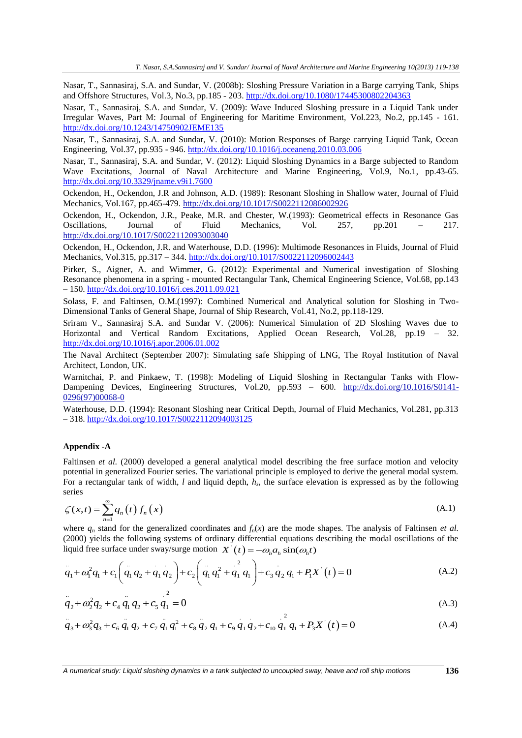Nasar, T., Sannasiraj, S.A. and Sundar, V. (2008b): Sloshing Pressure Variation in a Barge carrying Tank, Ships and Offshore Structures, Vol.3, No.3, pp.185 - 203. http://dx.doi.org/10.1080/17445300802204363

Nasar, T., Sannasiraj, S.A. and Sundar, V. (2009): Wave Induced Sloshing pressure in a Liquid Tank under Irregular Waves, Part M: Journal of Engineering for Maritime Environment, Vol.223, No.2, pp.145 - 161. http://dx.doi.org/10.1243/14750902JEME135

Nasar, T., Sannasiraj, S.A. and Sundar, V. (2010): Motion Responses of Barge carrying Liquid Tank, Ocean Engineering, Vol.37, pp.935 - 946. http://dx.doi.org/10.1016/j.oceaneng.2010.03.006

Nasar, T., Sannasiraj, S.A. and Sundar, V. (2012): Liquid Sloshing Dynamics in a Barge subjected to Random Wave Excitations, Journal of Naval Architecture and Marine Engineering, Vol.9, No.1, pp.43-65. http://dx.doi.org/10.3329/jname.v9i1.7600

Ockendon, H., Ockendon, J.R and Johnson, A.D. (1989): Resonant Sloshing in Shallow water, Journal of Fluid Mechanics, Vol.167, pp.465-479. http://dx.doi.org/10.1017/S0022112086002926

Ockendon, H., Ockendon, J.R., Peake, M.R. and Chester, W.(1993): Geometrical effects in Resonance Gas Oscillations, Journal of Fluid Mechanics, Vol. 257, pp.201 – 217. http://dx.doi.org/10.1017/S0022112093003040

Ockendon, H., Ockendon, J.R. and Waterhouse, D.D. (1996): Multimode Resonances in Fluids, Journal of Fluid Mechanics, Vol.315, pp.317 – 344. http://dx.doi.org/10.1017/S0022112096002443

Pirker, S., Aigner, A. and Wimmer, G. (2012): Experimental and Numerical investigation of Sloshing Resonance phenomena in a spring - mounted Rectangular Tank, Chemical Engineering Science, Vol.68, pp.143 – 150. http://dx.doi.org/10.1016/j.ces.2011.09.021

Solass, F. and Faltinsen, O.M.(1997): Combined Numerical and Analytical solution for Sloshing in Two-Dimensional Tanks of General Shape, Journal of Ship Research, Vol.41, No.2, pp.118-129.

Sriram V., Sannasiraj S.A. and Sundar V. (2006): Numerical Simulation of 2D Sloshing Waves due to Horizontal and Vertical Random Excitations, Applied Ocean Research, Vol.28, pp.19 – 32. http://dx.doi.org/10.1016/j.apor.2006.01.002

The Naval Architect (September 2007): Simulating safe Shipping of LNG, The Royal Institution of Naval Architect, London, UK.

Warnitchai, P. and Pinkaew, T. (1998): Modeling of Liquid Sloshing in Rectangular Tanks with Flow-Dampening Devices, Engineering Structures, Vol.20, pp.593 – 600. http://dx.doi.org/10.1016/S0141-0296(97)00068-0

Waterhouse, D.D. (1994): Resonant Sloshing near Critical Depth, Journal of Fluid Mechanics, Vol.281, pp.313 – 318. http://dx.doi.org/10.1017/S0022112094003125

## Appendix -A

Faltinsen *et al.* (2000) developed a general analytical model describing the free surface motion and velocity potential in generalized Fourier series. The variational principle is employed to derive the general modal system. For a rectangular tank of width, $l$ and liquid depth, $h_s$, the surface elevation is expressed as by the following series

$$\zeta(x,t) = \sum_{n=1}^{\infty} q_n(t)\, f_n(x) \tag{A.1}$$

where $q_n$ stand for the generalized coordinates and $f_n(x)$ are the mode shapes. The analysis of Faltinsen *et al.* (2000) yields the following systems of ordinary differential equations describing the modal oscillations of the liquid free surface under sway/surge motion $X^{'}(t) = -\omega_h a_h \sin(\omega_h t)$

$$\ddot{q}_1 + \omega_1^2 q_1 + c_1\left(\ddot{q}_1 q_2 + \dot{q}_1 \dot{q}_2\right) + c_2\left(\ddot{q}_1 q_1^2 + \dot{q}_1^2 q_1\right) + c_3 \ddot{q}_2 q_1 + P_1 X^{'}(t) = 0 \tag{A.2}$$

$$\ddot{q}_2 + \omega_2^2 q_2 + c_4 \ddot{q}_1 q_2 + c_5 \dot{q}_1^2 = 0 \tag{A.3}$$

$$\ddot{q}_3 + \omega_3^2 q_3 + c_6 \ddot{q}_1 q_2 + c_7 \ddot{q}_1 q_1^2 + c_8 \ddot{q}_2 q_1 + c_9 \dot{q}_1 \dot{q}_2 + c_{10} \dot{q}_1^2 q_1 + P_3 X^{'}(t) = 0 \tag{A.4}$$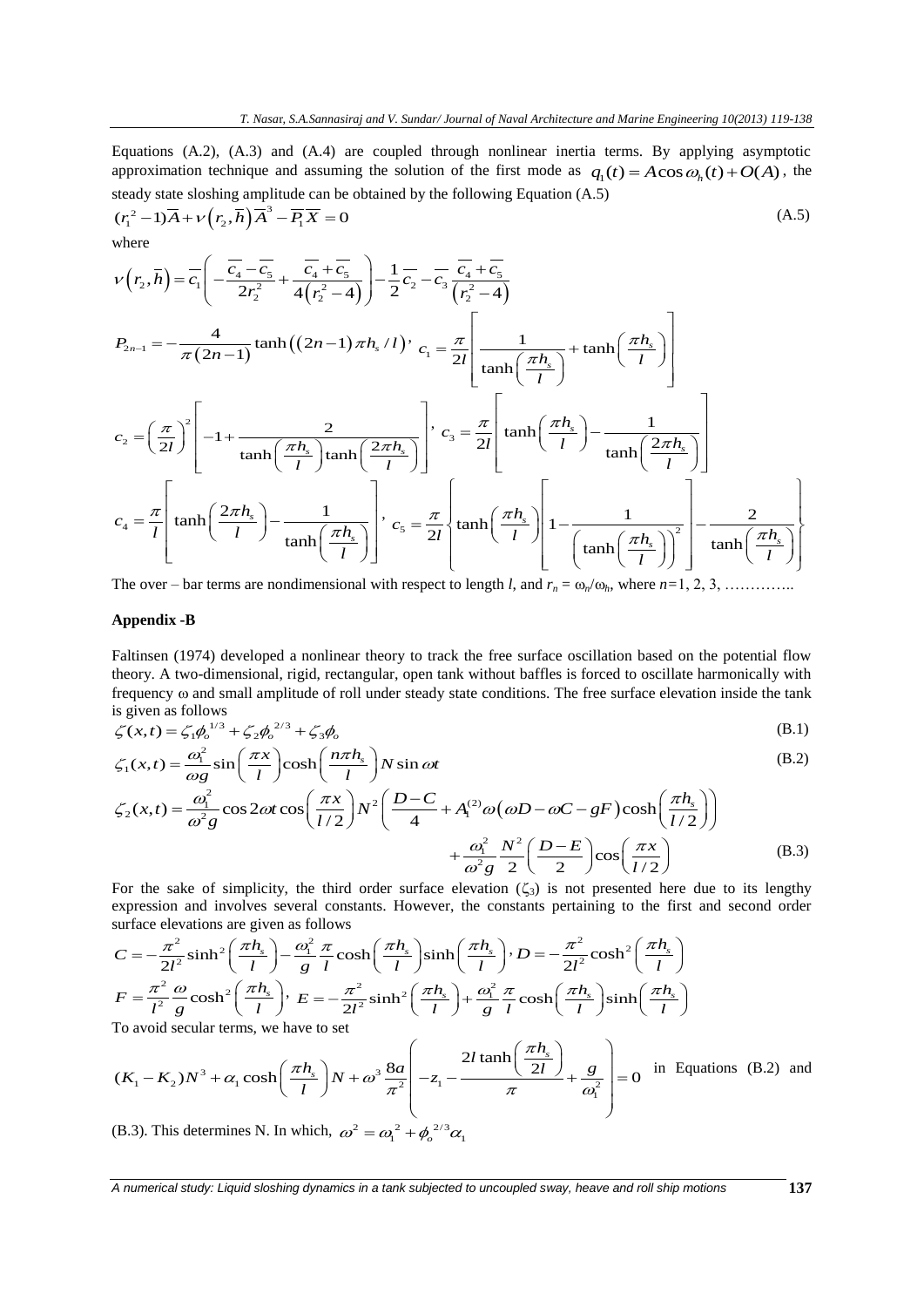Equations (A.2), (A.3) and (A.4) are coupled through nonlinear inertia terms. By applying asymptotic approximation technique and assuming the solution of the first mode as $q_1(t) = A\cos\omega_h(t) + O(A)$, the steady state sloshing amplitude can be obtained by the following Equation (A.5)

$$(r_1^2 - 1)\overline{A} + \nu\left(r_2, \overline{h}\right)\overline{A}^3 - \overline{P_1}\,\overline{X} = 0 \tag{A.5}$$

where

$$\nu\left(r_2, \overline{h}\right) = \overline{c_1}\left(-\frac{\overline{c_4} - \overline{c_5}}{2r_2^2} + \frac{\overline{c_4} + \overline{c_5}}{4\left(r_2^2 - 4\right)}\right) - \frac{1}{2}\overline{c_2} - \overline{c_3}\,\frac{\overline{c_4} + \overline{c_5}}{\left(r_2^2 - 4\right)}$$

$$P_{2n-1} = -\frac{4}{\pi(2n-1)}\tanh\left((2n-1)\pi h_s / l\right), \quad c_1 = \frac{\pi}{2l}\left[\frac{1}{\tanh\left(\frac{\pi h_s}{l}\right)} + \tanh\left(\frac{\pi h_s}{l}\right)\right]$$

$$c_2 = \left(\frac{\pi}{2l}\right)^2\left[-1 + \frac{2}{\tanh\left(\frac{\pi h_s}{l}\right)\tanh\left(\frac{2\pi h_s}{l}\right)}\right], \quad c_3 = \frac{\pi}{2l}\left[\tanh\left(\frac{\pi h_s}{l}\right) - \frac{1}{\tanh\left(\frac{2\pi h_s}{l}\right)}\right]$$

$$c_4 = \frac{\pi}{l}\left[\tanh\left(\frac{2\pi h_s}{l}\right) - \frac{1}{\tanh\left(\frac{\pi h_s}{l}\right)}\right], \quad c_5 = \frac{\pi}{2l}\left\{\tanh\left(\frac{\pi h_s}{l}\right)\left[1 - \frac{1}{\left(\tanh\left(\frac{\pi h_s}{l}\right)\right)^2}\right] - \frac{2}{\tanh\left(\frac{\pi h_s}{l}\right)}\right\}$$

The over – bar terms are nondimensional with respect to length $l$, and $r_n = \omega_n/\omega_h$, where $n$=1, 2, 3, …………..

## Appendix -B

Faltinsen (1974) developed a nonlinear theory to track the free surface oscillation based on the potential flow theory. A two-dimensional, rigid, rectangular, open tank without baffles is forced to oscillate harmonically with frequency ω and small amplitude of roll under steady state conditions. The free surface elevation inside the tank is given as follows

$$\zeta(x,t) = \zeta_1\phi_o^{1/3} + \zeta_2\phi_o^{2/3} + \zeta_3\phi_o \tag{B.1}$$

$$\zeta_1(x,t) = \frac{\omega_1^2}{\omega g}\sin\left(\frac{\pi x}{l}\right)\cosh\left(\frac{n\pi h_s}{l}\right)N\sin\omega t \tag{B.2}$$

$$\zeta_2(x,t) = \frac{\omega_1^2}{\omega^2 g}\cos 2\omega t\cos\left(\frac{\pi x}{l/2}\right)N^2\left(\frac{D-C}{4} + A_1^{(2)}\omega\left(\omega D - \omega C - gF\right)\cosh\left(\frac{\pi h_s}{l/2}\right)\right) + \frac{\omega_1^2}{\omega^2 g}\frac{N^2}{2}\left(\frac{D-E}{2}\right)\cos\left(\frac{\pi x}{l/2}\right) \tag{B.3}$$

For the sake of simplicity, the third order surface elevation ($\zeta_3$) is not presented here due to its lengthy expression and involves several constants. However, the constants pertaining to the first and second order surface elevations are given as follows

$$C = -\frac{\pi^2}{2l^2}\sinh^2\left(\frac{\pi h_s}{l}\right) - \frac{\omega_1^2}{g}\frac{\pi}{l}\cosh\left(\frac{\pi h_s}{l}\right)\sinh\left(\frac{\pi h_s}{l}\right), \quad D = -\frac{\pi^2}{2l^2}\cosh^2\left(\frac{\pi h_s}{l}\right)$$

$$F = \frac{\pi^2}{l^2}\frac{\omega}{g}\cosh^2\left(\frac{\pi h_s}{l}\right), \quad E = -\frac{\pi^2}{2l^2}\sinh^2\left(\frac{\pi h_s}{l}\right) + \frac{\omega_1^2}{g}\frac{\pi}{l}\cosh\left(\frac{\pi h_s}{l}\right)\sinh\left(\frac{\pi h_s}{l}\right)$$

To avoid secular terms, we have to set

$$(K_1 - K_2)N^3 + \alpha_1\cosh\left(\frac{\pi h_s}{l}\right)N + \omega^3\frac{8a}{\pi^2}\left(-z_1 - \frac{2l\tanh\left(\frac{\pi h_s}{2l}\right)}{\pi} + \frac{g}{\omega_1^2}\right) = 0$$

in Equations (B.2) and (B.3). This determines N. In which, $\omega^2 = \omega_1^2 + \phi_o^{2/3}\alpha_1$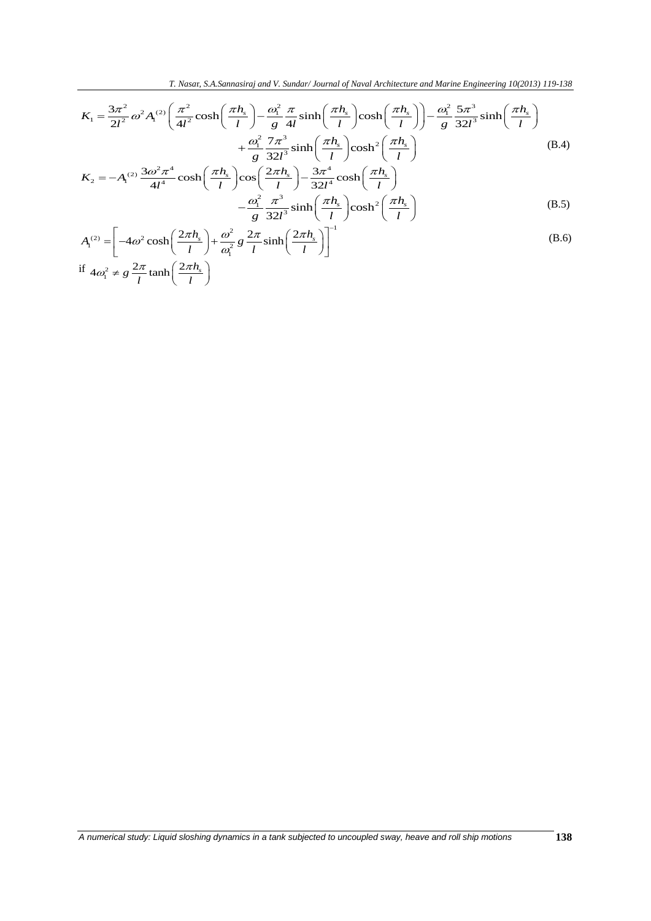$$K_1 = \frac{3\pi^2}{2l^2}\omega^2 A_1^{(2)}\left(\frac{\pi^2}{4l^2}\cosh\left(\frac{\pi h_s}{l}\right) - \frac{\omega_1^2}{g}\frac{\pi}{4l}\sinh\left(\frac{\pi h_s}{l}\right)\cosh\left(\frac{\pi h_s}{l}\right)\right) - \frac{\omega_1^2}{g}\frac{5\pi^3}{32l^3}\sinh\left(\frac{\pi h_s}{l}\right) + \frac{\omega_1^2}{g}\frac{7\pi^3}{32l^3}\sinh\left(\frac{\pi h_s}{l}\right)\cosh^2\left(\frac{\pi h_s}{l}\right) \tag{B.4}$$

$$K_2 = -A_1^{(2)}\frac{3\omega^2\pi^4}{4l^4}\cosh\left(\frac{\pi h_s}{l}\right)\cos\left(\frac{2\pi h_s}{l}\right) - \frac{3\pi^4}{32l^4}\cosh\left(\frac{\pi h_s}{l}\right) - \frac{\omega_1^2}{g}\frac{\pi^3}{32l^3}\sinh\left(\frac{\pi h_s}{l}\right)\cosh^2\left(\frac{\pi h_s}{l}\right) \tag{B.5}$$

$$A_1^{(2)} = \left[-4\omega^2\cosh\left(\frac{2\pi h_s}{l}\right) + \frac{\omega^2}{\omega_1^2}g\frac{2\pi}{l}\sinh\left(\frac{2\pi h_s}{l}\right)\right]^{-1} \tag{B.6}$$

if $4\omega_1^2 \neq g\frac{2\pi}{l}\tanh\left(\frac{2\pi h_s}{l}\right)$